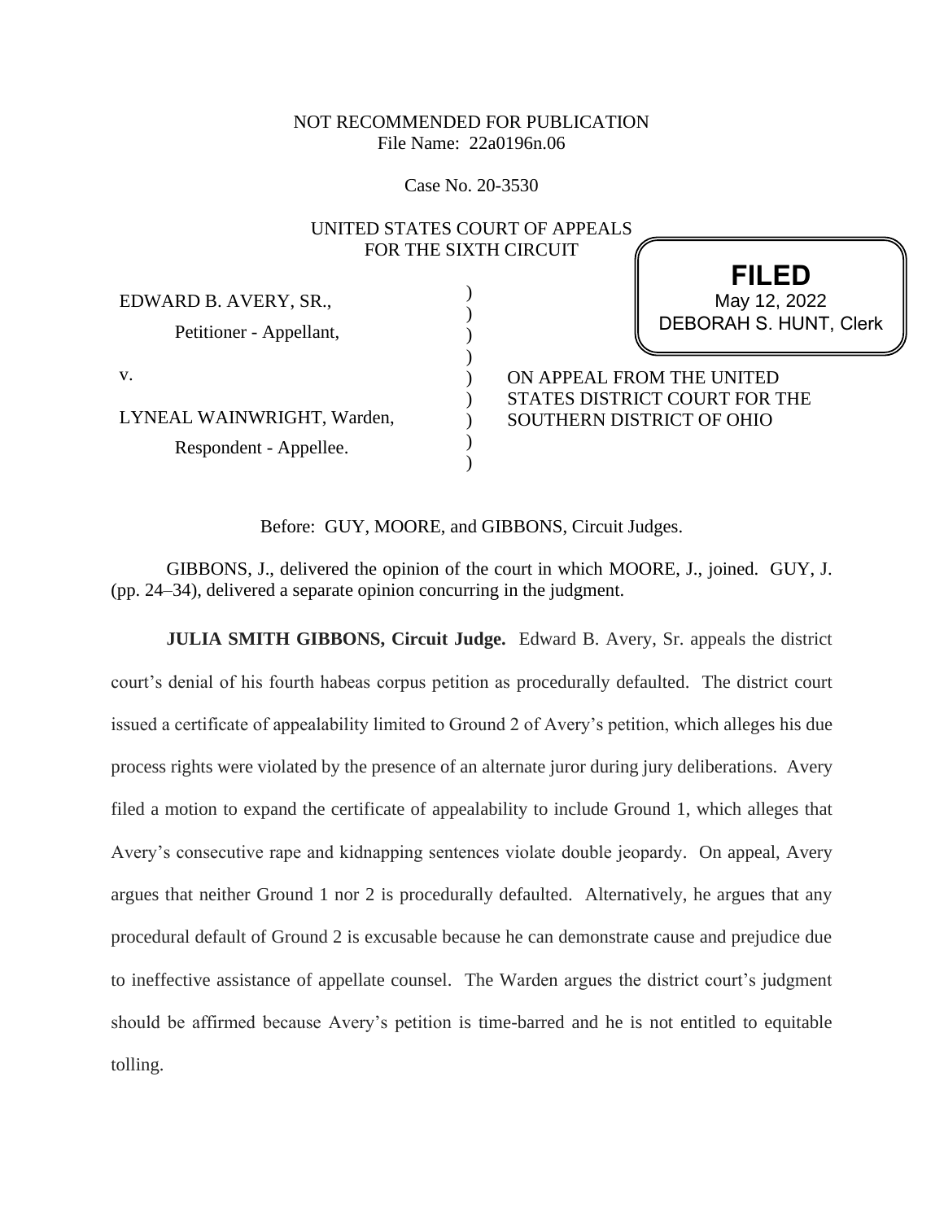NOT RECOMMENDED FOR PUBLICATION
File Name: 22a0196n.06

Case No. 20-3530

UNITED STATES COURT OF APPEALS
FOR THE SIXTH CIRCUIT

**FILED**
May 12, 2022
DEBORAH S. HUNT, Clerk

EDWARD B. AVERY, SR.,

Petitioner - Appellant,

v.

LYNEAL WAINWRIGHT, Warden,

Respondent - Appellee.

ON APPEAL FROM THE UNITED STATES DISTRICT COURT FOR THE SOUTHERN DISTRICT OF OHIO

Before: GUY, MOORE, and GIBBONS, Circuit Judges.

GIBBONS, J., delivered the opinion of the court in which MOORE, J., joined. GUY, J. (pp. 24–34), delivered a separate opinion concurring in the judgment.

**JULIA SMITH GIBBONS, Circuit Judge.** Edward B. Avery, Sr. appeals the district court's denial of his fourth habeas corpus petition as procedurally defaulted. The district court issued a certificate of appealability limited to Ground 2 of Avery's petition, which alleges his due process rights were violated by the presence of an alternate juror during jury deliberations. Avery filed a motion to expand the certificate of appealability to include Ground 1, which alleges that Avery's consecutive rape and kidnapping sentences violate double jeopardy. On appeal, Avery argues that neither Ground 1 nor 2 is procedurally defaulted. Alternatively, he argues that any procedural default of Ground 2 is excusable because he can demonstrate cause and prejudice due to ineffective assistance of appellate counsel. The Warden argues the district court's judgment should be affirmed because Avery's petition is time-barred and he is not entitled to equitable tolling.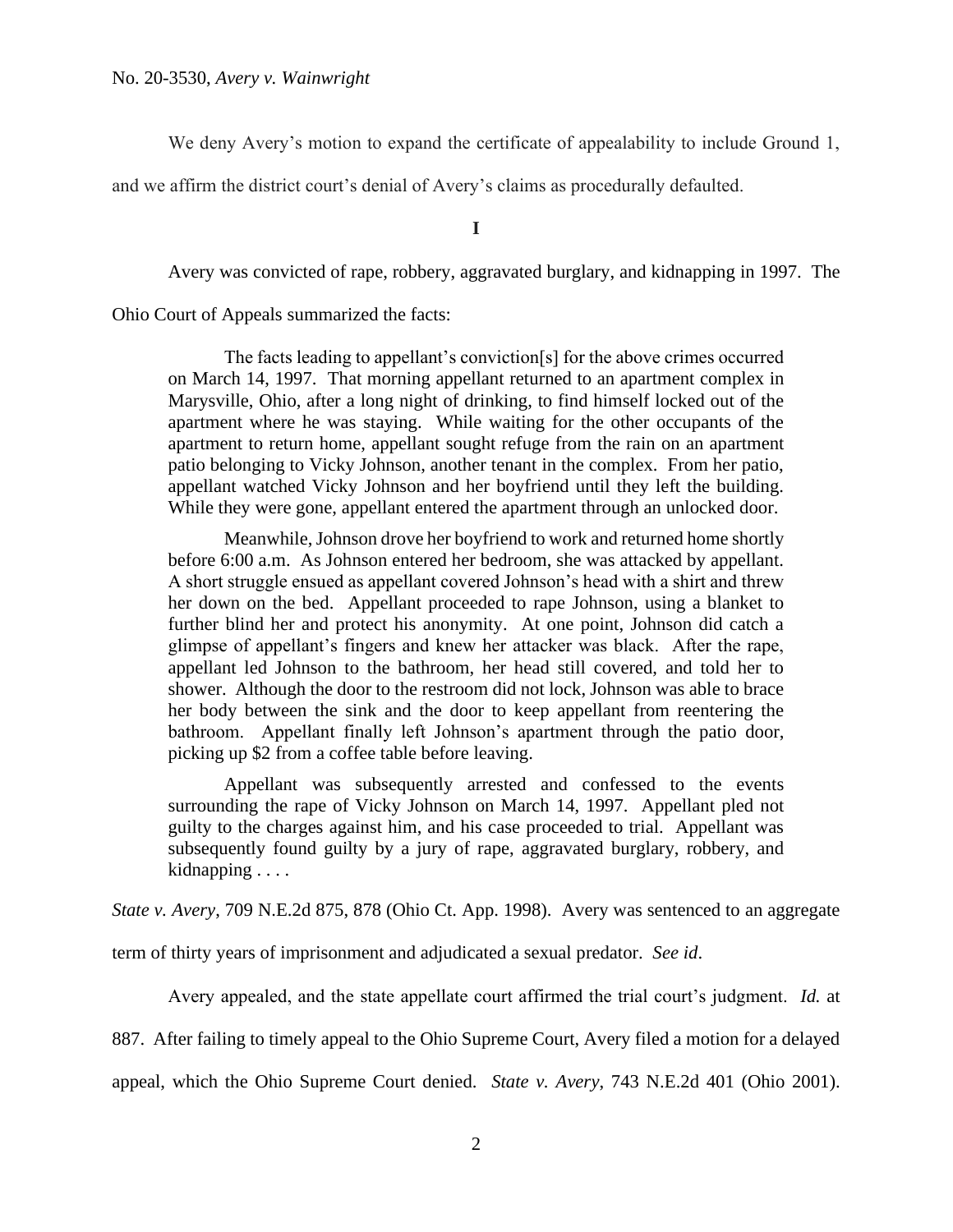We deny Avery's motion to expand the certificate of appealability to include Ground 1, and we affirm the district court's denial of Avery's claims as procedurally defaulted.

**I**

Avery was convicted of rape, robbery, aggravated burglary, and kidnapping in 1997. The Ohio Court of Appeals summarized the facts:

> The facts leading to appellant's conviction[s] for the above crimes occurred on March 14, 1997. That morning appellant returned to an apartment complex in Marysville, Ohio, after a long night of drinking, to find himself locked out of the apartment where he was staying. While waiting for the other occupants of the apartment to return home, appellant sought refuge from the rain on an apartment patio belonging to Vicky Johnson, another tenant in the complex. From her patio, appellant watched Vicky Johnson and her boyfriend until they left the building. While they were gone, appellant entered the apartment through an unlocked door.
>
> Meanwhile, Johnson drove her boyfriend to work and returned home shortly before 6:00 a.m. As Johnson entered her bedroom, she was attacked by appellant. A short struggle ensued as appellant covered Johnson's head with a shirt and threw her down on the bed. Appellant proceeded to rape Johnson, using a blanket to further blind her and protect his anonymity. At one point, Johnson did catch a glimpse of appellant's fingers and knew her attacker was black. After the rape, appellant led Johnson to the bathroom, her head still covered, and told her to shower. Although the door to the restroom did not lock, Johnson was able to brace her body between the sink and the door to keep appellant from reentering the bathroom. Appellant finally left Johnson's apartment through the patio door, picking up $2 from a coffee table before leaving.
>
> Appellant was subsequently arrested and confessed to the events surrounding the rape of Vicky Johnson on March 14, 1997. Appellant pled not guilty to the charges against him, and his case proceeded to trial. Appellant was subsequently found guilty by a jury of rape, aggravated burglary, robbery, and kidnapping . . . .

*State v. Avery*, 709 N.E.2d 875, 878 (Ohio Ct. App. 1998). Avery was sentenced to an aggregate term of thirty years of imprisonment and adjudicated a sexual predator. *See id*.

Avery appealed, and the state appellate court affirmed the trial court's judgment. *Id.* at 887. After failing to timely appeal to the Ohio Supreme Court, Avery filed a motion for a delayed appeal, which the Ohio Supreme Court denied. *State v. Avery*, 743 N.E.2d 401 (Ohio 2001).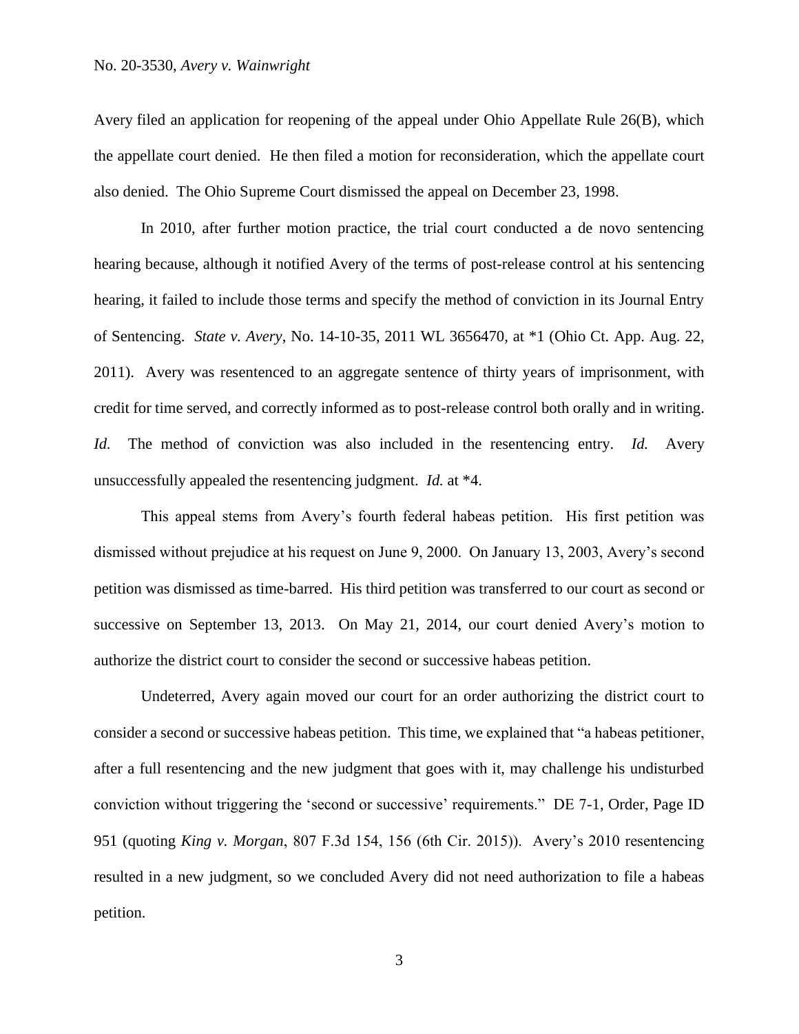Avery filed an application for reopening of the appeal under Ohio Appellate Rule 26(B), which the appellate court denied. He then filed a motion for reconsideration, which the appellate court also denied. The Ohio Supreme Court dismissed the appeal on December 23, 1998.

In 2010, after further motion practice, the trial court conducted a de novo sentencing hearing because, although it notified Avery of the terms of post-release control at his sentencing hearing, it failed to include those terms and specify the method of conviction in its Journal Entry of Sentencing. *State v. Avery*, No. 14-10-35, 2011 WL 3656470, at *1 (Ohio Ct. App. Aug. 22, 2011). Avery was resentenced to an aggregate sentence of thirty years of imprisonment, with credit for time served, and correctly informed as to post-release control both orally and in writing. *Id.* The method of conviction was also included in the resentencing entry. *Id.* Avery unsuccessfully appealed the resentencing judgment. *Id.* at *4.

This appeal stems from Avery's fourth federal habeas petition. His first petition was dismissed without prejudice at his request on June 9, 2000. On January 13, 2003, Avery's second petition was dismissed as time-barred. His third petition was transferred to our court as second or successive on September 13, 2013. On May 21, 2014, our court denied Avery's motion to authorize the district court to consider the second or successive habeas petition.

Undeterred, Avery again moved our court for an order authorizing the district court to consider a second or successive habeas petition. This time, we explained that "a habeas petitioner, after a full resentencing and the new judgment that goes with it, may challenge his undisturbed conviction without triggering the 'second or successive' requirements." DE 7-1, Order, Page ID 951 (quoting *King v. Morgan*, 807 F.3d 154, 156 (6th Cir. 2015)). Avery's 2010 resentencing resulted in a new judgment, so we concluded Avery did not need authorization to file a habeas petition.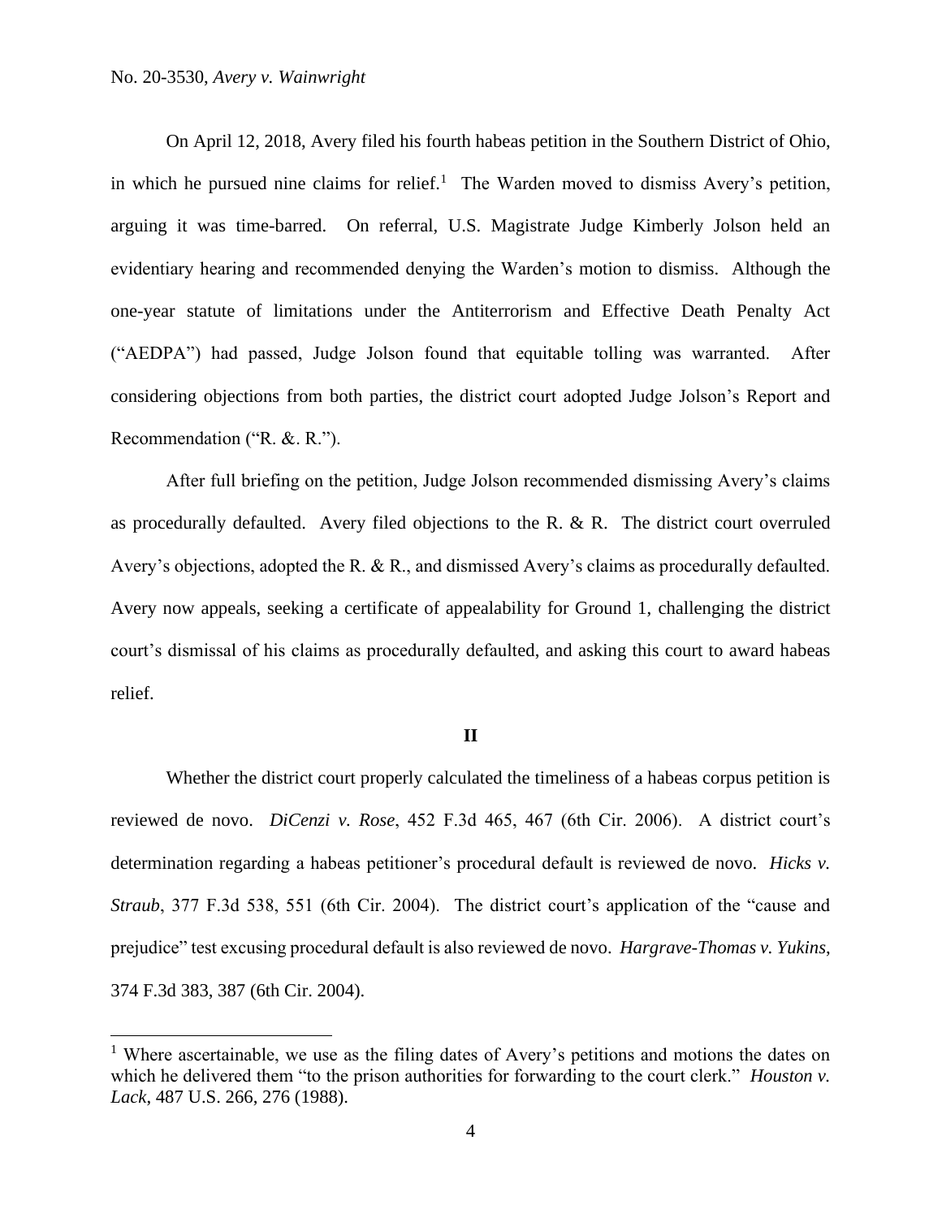On April 12, 2018, Avery filed his fourth habeas petition in the Southern District of Ohio, in which he pursued nine claims for relief.[1] The Warden moved to dismiss Avery's petition, arguing it was time-barred. On referral, U.S. Magistrate Judge Kimberly Jolson held an evidentiary hearing and recommended denying the Warden's motion to dismiss. Although the one-year statute of limitations under the Antiterrorism and Effective Death Penalty Act ("AEDPA") had passed, Judge Jolson found that equitable tolling was warranted. After considering objections from both parties, the district court adopted Judge Jolson's Report and Recommendation ("R. &. R.").

After full briefing on the petition, Judge Jolson recommended dismissing Avery's claims as procedurally defaulted. Avery filed objections to the R. & R. The district court overruled Avery's objections, adopted the R. & R., and dismissed Avery's claims as procedurally defaulted. Avery now appeals, seeking a certificate of appealability for Ground 1, challenging the district court's dismissal of his claims as procedurally defaulted, and asking this court to award habeas relief.

## II

Whether the district court properly calculated the timeliness of a habeas corpus petition is reviewed de novo. *DiCenzi v. Rose*, 452 F.3d 465, 467 (6th Cir. 2006). A district court's determination regarding a habeas petitioner's procedural default is reviewed de novo. *Hicks v. Straub*, 377 F.3d 538, 551 (6th Cir. 2004). The district court's application of the "cause and prejudice" test excusing procedural default is also reviewed de novo. *Hargrave-Thomas v. Yukins*, 374 F.3d 383, 387 (6th Cir. 2004).

[1] Where ascertainable, we use as the filing dates of Avery's petitions and motions the dates on which he delivered them "to the prison authorities for forwarding to the court clerk." *Houston v. Lack*, 487 U.S. 266, 276 (1988).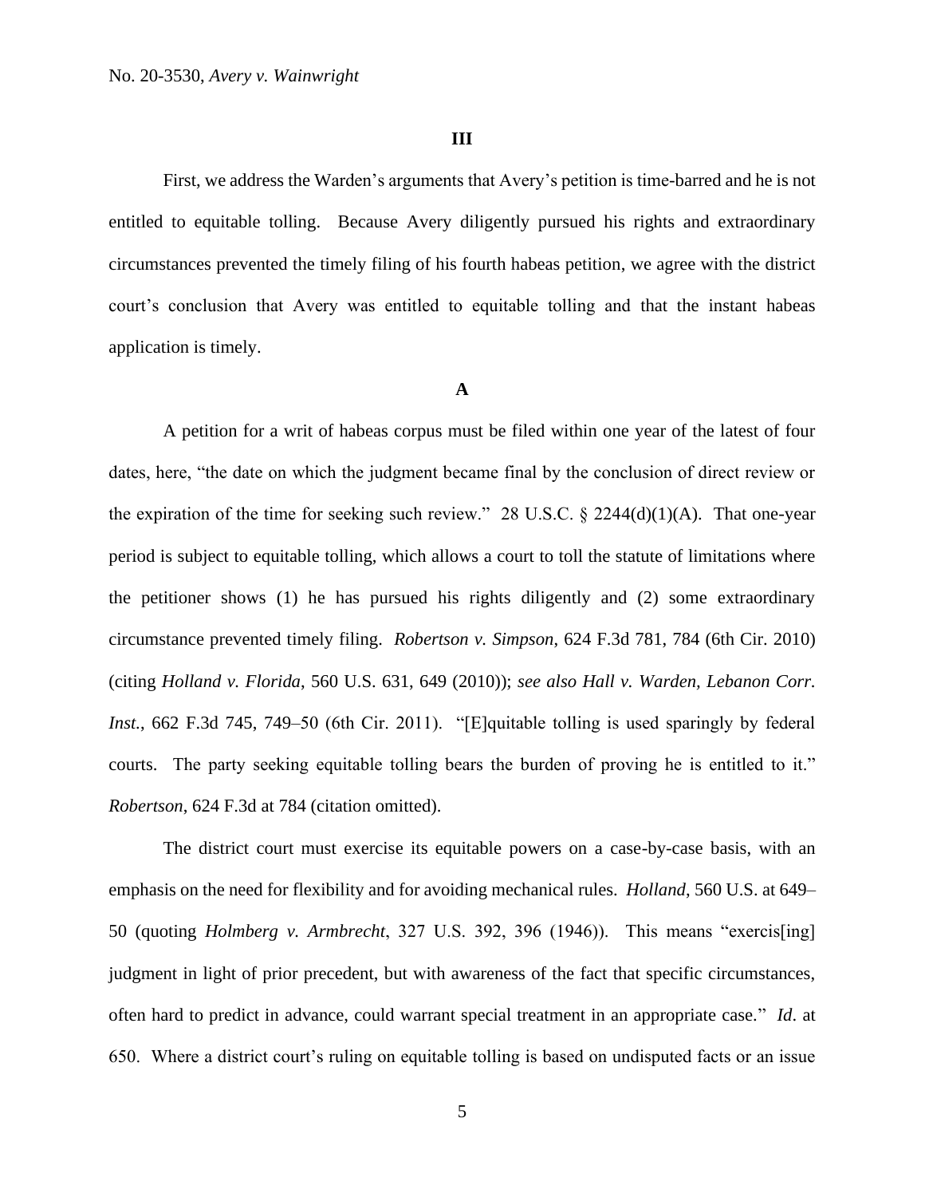### III

First, we address the Warden's arguments that Avery's petition is time-barred and he is not entitled to equitable tolling. Because Avery diligently pursued his rights and extraordinary circumstances prevented the timely filing of his fourth habeas petition, we agree with the district court's conclusion that Avery was entitled to equitable tolling and that the instant habeas application is timely.

#### A

A petition for a writ of habeas corpus must be filed within one year of the latest of four dates, here, "the date on which the judgment became final by the conclusion of direct review or the expiration of the time for seeking such review." 28 U.S.C. § 2244(d)(1)(A). That one-year period is subject to equitable tolling, which allows a court to toll the statute of limitations where the petitioner shows (1) he has pursued his rights diligently and (2) some extraordinary circumstance prevented timely filing. *Robertson v. Simpson*, 624 F.3d 781, 784 (6th Cir. 2010) (citing *Holland v. Florida*, 560 U.S. 631, 649 (2010)); *see also Hall v. Warden, Lebanon Corr. Inst.*, 662 F.3d 745, 749–50 (6th Cir. 2011). "[E]quitable tolling is used sparingly by federal courts. The party seeking equitable tolling bears the burden of proving he is entitled to it." *Robertson*, 624 F.3d at 784 (citation omitted).

The district court must exercise its equitable powers on a case-by-case basis, with an emphasis on the need for flexibility and for avoiding mechanical rules. *Holland*, 560 U.S. at 649–50 (quoting *Holmberg v. Armbrecht*, 327 U.S. 392, 396 (1946)). This means "exercis[ing] judgment in light of prior precedent, but with awareness of the fact that specific circumstances, often hard to predict in advance, could warrant special treatment in an appropriate case." *Id*. at 650. Where a district court's ruling on equitable tolling is based on undisputed facts or an issue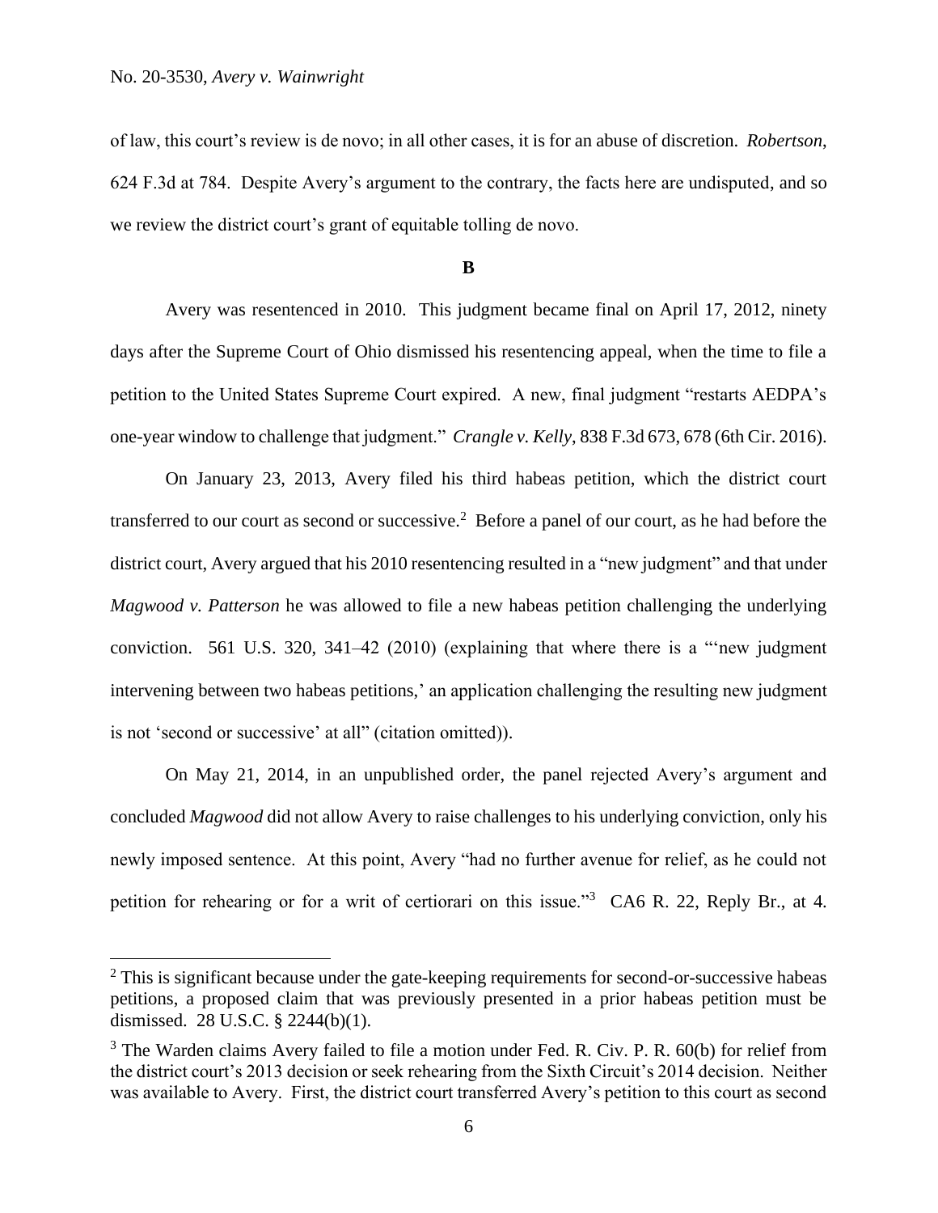of law, this court's review is de novo; in all other cases, it is for an abuse of discretion. *Robertson*, 624 F.3d at 784. Despite Avery's argument to the contrary, the facts here are undisputed, and so we review the district court's grant of equitable tolling de novo.

## B

Avery was resentenced in 2010. This judgment became final on April 17, 2012, ninety days after the Supreme Court of Ohio dismissed his resentencing appeal, when the time to file a petition to the United States Supreme Court expired. A new, final judgment "restarts AEDPA's one-year window to challenge that judgment." *Crangle v. Kelly*, 838 F.3d 673, 678 (6th Cir. 2016).

On January 23, 2013, Avery filed his third habeas petition, which the district court transferred to our court as second or successive.[2] Before a panel of our court, as he had before the district court, Avery argued that his 2010 resentencing resulted in a "new judgment" and that under *Magwood v. Patterson* he was allowed to file a new habeas petition challenging the underlying conviction. 561 U.S. 320, 341–42 (2010) (explaining that where there is a "'new judgment intervening between two habeas petitions,' an application challenging the resulting new judgment is not 'second or successive' at all" (citation omitted)).

On May 21, 2014, in an unpublished order, the panel rejected Avery's argument and concluded *Magwood* did not allow Avery to raise challenges to his underlying conviction, only his newly imposed sentence. At this point, Avery "had no further avenue for relief, as he could not petition for rehearing or for a writ of certiorari on this issue."[3] CA6 R. 22, Reply Br., at 4.

---

[2] This is significant because under the gate-keeping requirements for second-or-successive habeas petitions, a proposed claim that was previously presented in a prior habeas petition must be dismissed. 28 U.S.C. § 2244(b)(1).

[3] The Warden claims Avery failed to file a motion under Fed. R. Civ. P. R. 60(b) for relief from the district court's 2013 decision or seek rehearing from the Sixth Circuit's 2014 decision. Neither was available to Avery. First, the district court transferred Avery's petition to this court as second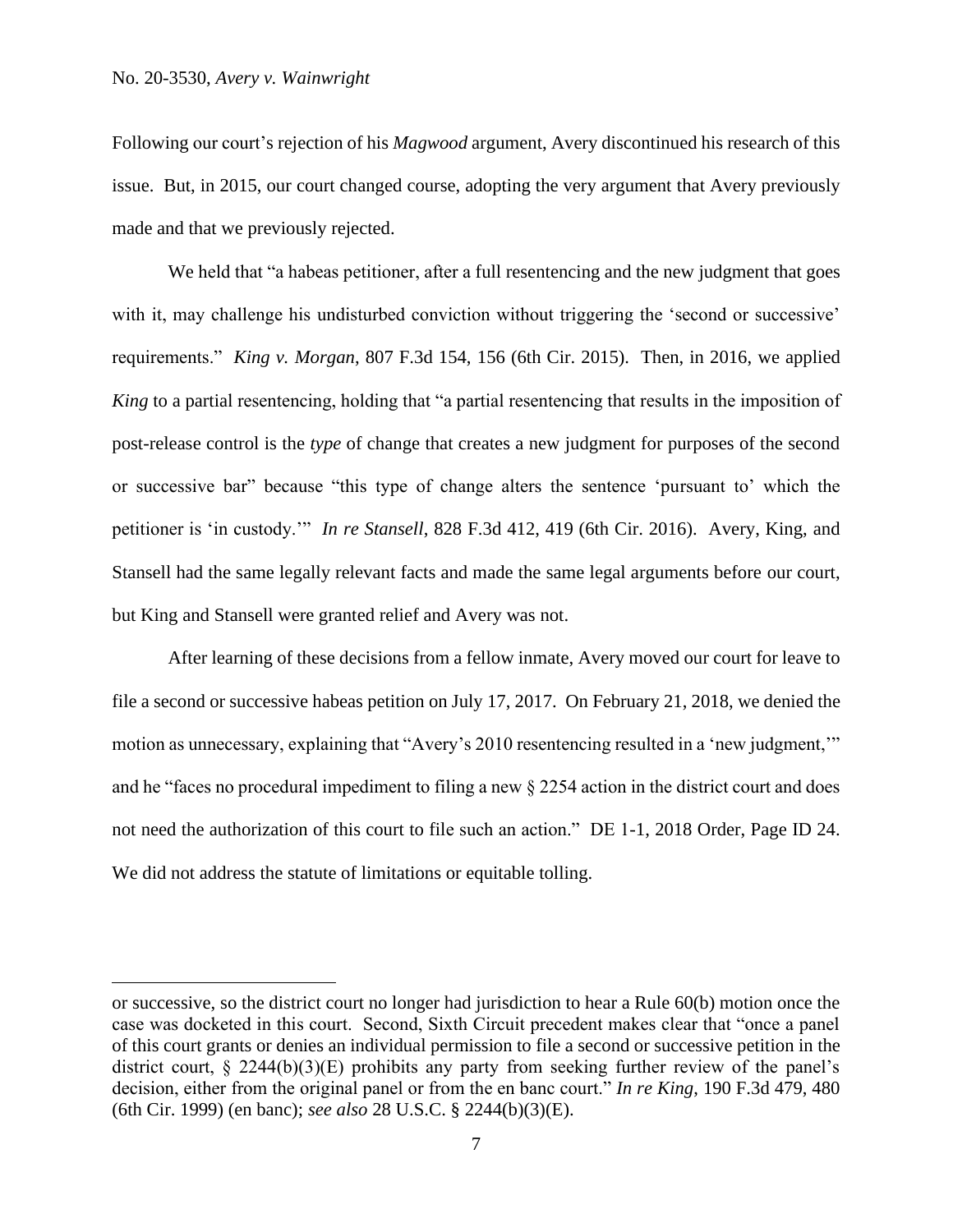Following our court's rejection of his *Magwood* argument, Avery discontinued his research of this issue. But, in 2015, our court changed course, adopting the very argument that Avery previously made and that we previously rejected.

We held that "a habeas petitioner, after a full resentencing and the new judgment that goes with it, may challenge his undisturbed conviction without triggering the 'second or successive' requirements." *King v. Morgan*, 807 F.3d 154, 156 (6th Cir. 2015). Then, in 2016, we applied *King* to a partial resentencing, holding that "a partial resentencing that results in the imposition of post-release control is the *type* of change that creates a new judgment for purposes of the second or successive bar" because "this type of change alters the sentence 'pursuant to' which the petitioner is 'in custody.'" *In re Stansell*, 828 F.3d 412, 419 (6th Cir. 2016). Avery, King, and Stansell had the same legally relevant facts and made the same legal arguments before our court, but King and Stansell were granted relief and Avery was not.

After learning of these decisions from a fellow inmate, Avery moved our court for leave to file a second or successive habeas petition on July 17, 2017. On February 21, 2018, we denied the motion as unnecessary, explaining that "Avery's 2010 resentencing resulted in a 'new judgment,'" and he "faces no procedural impediment to filing a new § 2254 action in the district court and does not need the authorization of this court to file such an action." DE 1-1, 2018 Order, Page ID 24. We did not address the statute of limitations or equitable tolling.

---

or successive, so the district court no longer had jurisdiction to hear a Rule 60(b) motion once the case was docketed in this court. Second, Sixth Circuit precedent makes clear that "once a panel of this court grants or denies an individual permission to file a second or successive petition in the district court, § 2244(b)(3)(E) prohibits any party from seeking further review of the panel's decision, either from the original panel or from the en banc court." *In re King*, 190 F.3d 479, 480 (6th Cir. 1999) (en banc); *see also* 28 U.S.C. § 2244(b)(3)(E).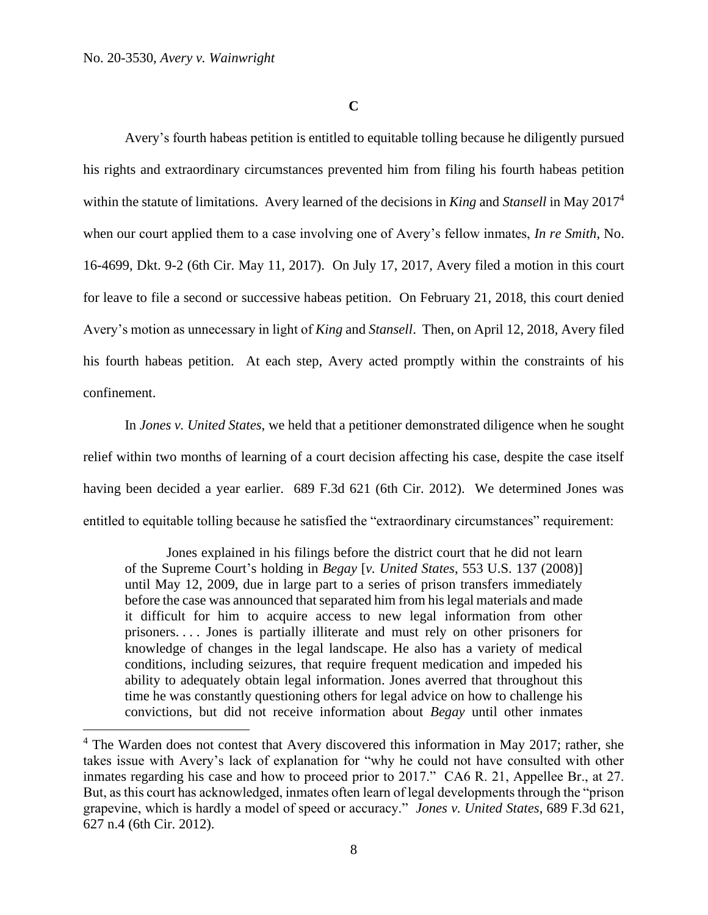**C**

Avery's fourth habeas petition is entitled to equitable tolling because he diligently pursued his rights and extraordinary circumstances prevented him from filing his fourth habeas petition within the statute of limitations. Avery learned of the decisions in *King* and *Stansell* in May 2017[4] when our court applied them to a case involving one of Avery's fellow inmates, *In re Smith*, No. 16-4699, Dkt. 9-2 (6th Cir. May 11, 2017). On July 17, 2017, Avery filed a motion in this court for leave to file a second or successive habeas petition. On February 21, 2018, this court denied Avery's motion as unnecessary in light of *King* and *Stansell*. Then, on April 12, 2018, Avery filed his fourth habeas petition. At each step, Avery acted promptly within the constraints of his confinement.

In *Jones v. United States*, we held that a petitioner demonstrated diligence when he sought relief within two months of learning of a court decision affecting his case, despite the case itself having been decided a year earlier. 689 F.3d 621 (6th Cir. 2012). We determined Jones was entitled to equitable tolling because he satisfied the "extraordinary circumstances" requirement:

> Jones explained in his filings before the district court that he did not learn of the Supreme Court's holding in *Begay* [*v. United States*, 553 U.S. 137 (2008)] until May 12, 2009, due in large part to a series of prison transfers immediately before the case was announced that separated him from his legal materials and made it difficult for him to acquire access to new legal information from other prisoners. . . . Jones is partially illiterate and must rely on other prisoners for knowledge of changes in the legal landscape. He also has a variety of medical conditions, including seizures, that require frequent medication and impeded his ability to adequately obtain legal information. Jones averred that throughout this time he was constantly questioning others for legal advice on how to challenge his convictions, but did not receive information about *Begay* until other inmates

[4] The Warden does not contest that Avery discovered this information in May 2017; rather, she takes issue with Avery's lack of explanation for "why he could not have consulted with other inmates regarding his case and how to proceed prior to 2017." CA6 R. 21, Appellee Br., at 27. But, as this court has acknowledged, inmates often learn of legal developments through the "prison grapevine, which is hardly a model of speed or accuracy." *Jones v. United States*, 689 F.3d 621, 627 n.4 (6th Cir. 2012).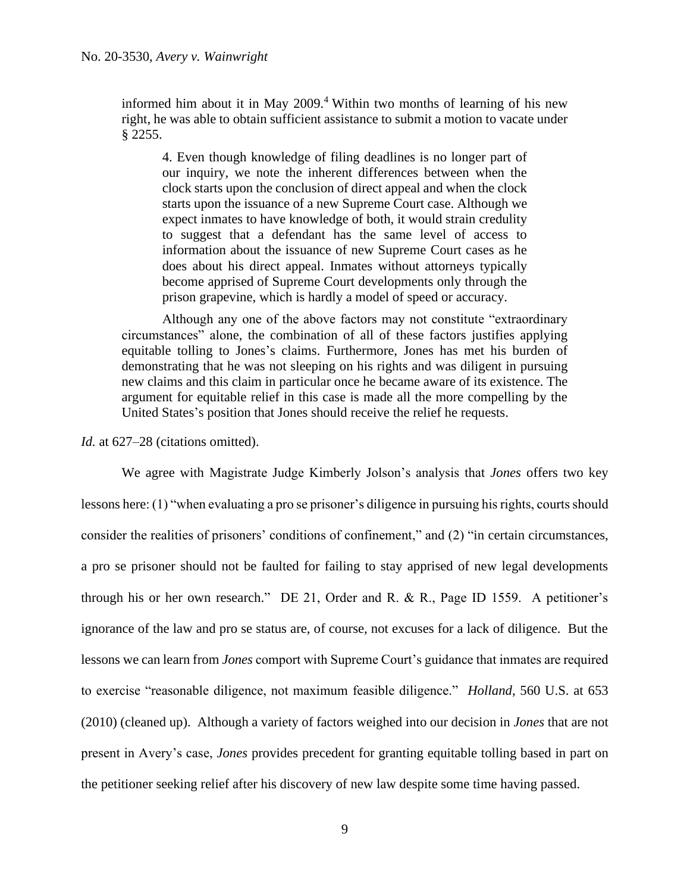informed him about it in May 2009.[4] Within two months of learning of his new right, he was able to obtain sufficient assistance to submit a motion to vacate under § 2255.

> 4. Even though knowledge of filing deadlines is no longer part of our inquiry, we note the inherent differences between when the clock starts upon the conclusion of direct appeal and when the clock starts upon the issuance of a new Supreme Court case. Although we expect inmates to have knowledge of both, it would strain credulity to suggest that a defendant has the same level of access to information about the issuance of new Supreme Court cases as he does about his direct appeal. Inmates without attorneys typically become apprised of Supreme Court developments only through the prison grapevine, which is hardly a model of speed or accuracy.
>
> Although any one of the above factors may not constitute "extraordinary circumstances" alone, the combination of all of these factors justifies applying equitable tolling to Jones's claims. Furthermore, Jones has met his burden of demonstrating that he was not sleeping on his rights and was diligent in pursuing new claims and this claim in particular once he became aware of its existence. The argument for equitable relief in this case is made all the more compelling by the United States's position that Jones should receive the relief he requests.

*Id.* at 627–28 (citations omitted).

We agree with Magistrate Judge Kimberly Jolson's analysis that *Jones* offers two key lessons here: (1) "when evaluating a pro se prisoner's diligence in pursuing his rights, courts should consider the realities of prisoners' conditions of confinement," and (2) "in certain circumstances, a pro se prisoner should not be faulted for failing to stay apprised of new legal developments through his or her own research." DE 21, Order and R. & R., Page ID 1559. A petitioner's ignorance of the law and pro se status are, of course, not excuses for a lack of diligence. But the lessons we can learn from *Jones* comport with Supreme Court's guidance that inmates are required to exercise "reasonable diligence, not maximum feasible diligence." *Holland*, 560 U.S. at 653 (2010) (cleaned up). Although a variety of factors weighed into our decision in *Jones* that are not present in Avery's case, *Jones* provides precedent for granting equitable tolling based in part on the petitioner seeking relief after his discovery of new law despite some time having passed.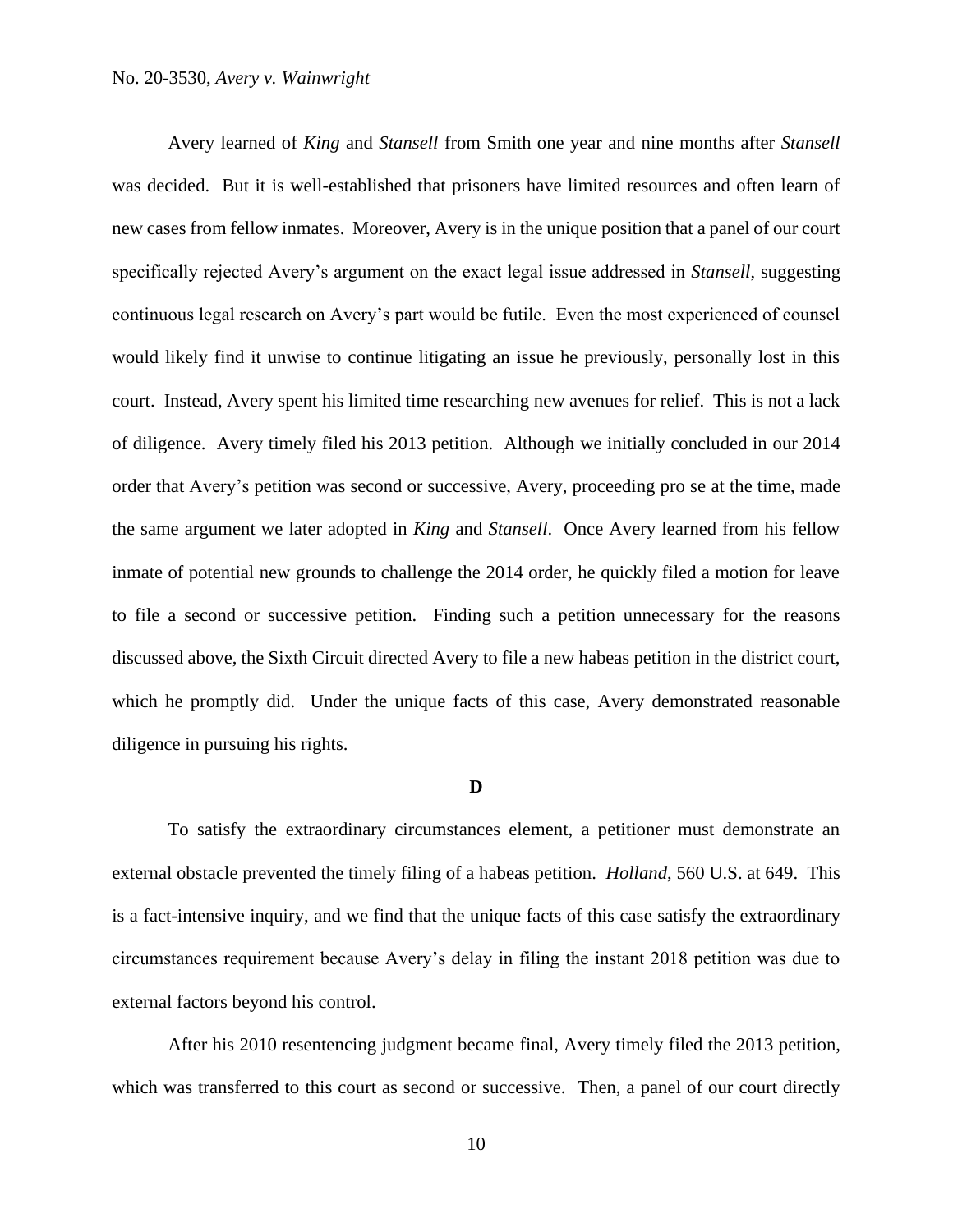Avery learned of *King* and *Stansell* from Smith one year and nine months after *Stansell* was decided. But it is well-established that prisoners have limited resources and often learn of new cases from fellow inmates. Moreover, Avery is in the unique position that a panel of our court specifically rejected Avery's argument on the exact legal issue addressed in *Stansell*, suggesting continuous legal research on Avery's part would be futile. Even the most experienced of counsel would likely find it unwise to continue litigating an issue he previously, personally lost in this court. Instead, Avery spent his limited time researching new avenues for relief. This is not a lack of diligence. Avery timely filed his 2013 petition. Although we initially concluded in our 2014 order that Avery's petition was second or successive, Avery, proceeding pro se at the time, made the same argument we later adopted in *King* and *Stansell*. Once Avery learned from his fellow inmate of potential new grounds to challenge the 2014 order, he quickly filed a motion for leave to file a second or successive petition. Finding such a petition unnecessary for the reasons discussed above, the Sixth Circuit directed Avery to file a new habeas petition in the district court, which he promptly did. Under the unique facts of this case, Avery demonstrated reasonable diligence in pursuing his rights.

### D

To satisfy the extraordinary circumstances element, a petitioner must demonstrate an external obstacle prevented the timely filing of a habeas petition. *Holland*, 560 U.S. at 649. This is a fact-intensive inquiry, and we find that the unique facts of this case satisfy the extraordinary circumstances requirement because Avery's delay in filing the instant 2018 petition was due to external factors beyond his control.

After his 2010 resentencing judgment became final, Avery timely filed the 2013 petition, which was transferred to this court as second or successive. Then, a panel of our court directly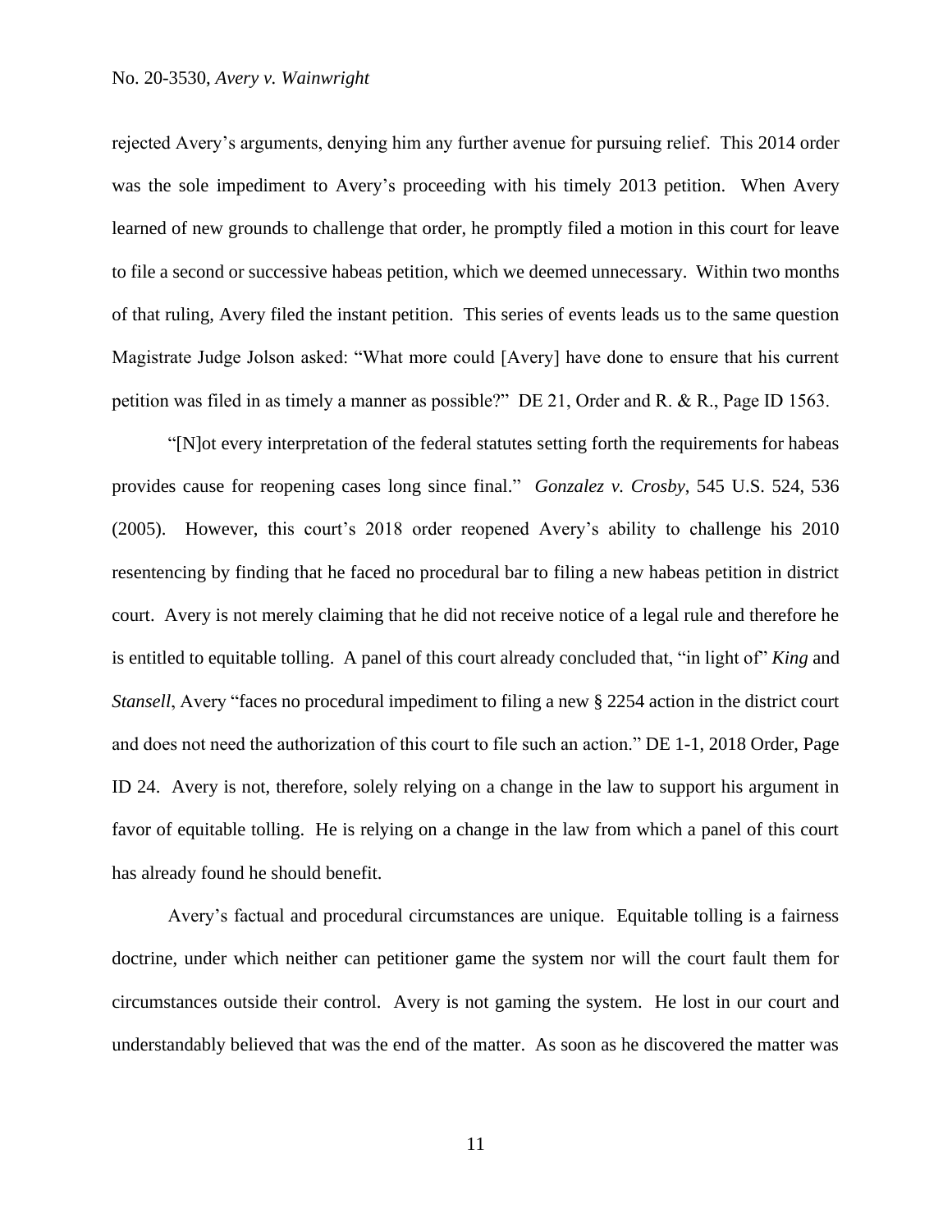rejected Avery's arguments, denying him any further avenue for pursuing relief. This 2014 order was the sole impediment to Avery's proceeding with his timely 2013 petition. When Avery learned of new grounds to challenge that order, he promptly filed a motion in this court for leave to file a second or successive habeas petition, which we deemed unnecessary. Within two months of that ruling, Avery filed the instant petition. This series of events leads us to the same question Magistrate Judge Jolson asked: "What more could [Avery] have done to ensure that his current petition was filed in as timely a manner as possible?" DE 21, Order and R. & R., Page ID 1563.

"[N]ot every interpretation of the federal statutes setting forth the requirements for habeas provides cause for reopening cases long since final." *Gonzalez v. Crosby*, 545 U.S. 524, 536 (2005). However, this court's 2018 order reopened Avery's ability to challenge his 2010 resentencing by finding that he faced no procedural bar to filing a new habeas petition in district court. Avery is not merely claiming that he did not receive notice of a legal rule and therefore he is entitled to equitable tolling. A panel of this court already concluded that, "in light of" *King* and *Stansell*, Avery "faces no procedural impediment to filing a new § 2254 action in the district court and does not need the authorization of this court to file such an action." DE 1-1, 2018 Order, Page ID 24. Avery is not, therefore, solely relying on a change in the law to support his argument in favor of equitable tolling. He is relying on a change in the law from which a panel of this court has already found he should benefit.

Avery's factual and procedural circumstances are unique. Equitable tolling is a fairness doctrine, under which neither can petitioner game the system nor will the court fault them for circumstances outside their control. Avery is not gaming the system. He lost in our court and understandably believed that was the end of the matter. As soon as he discovered the matter was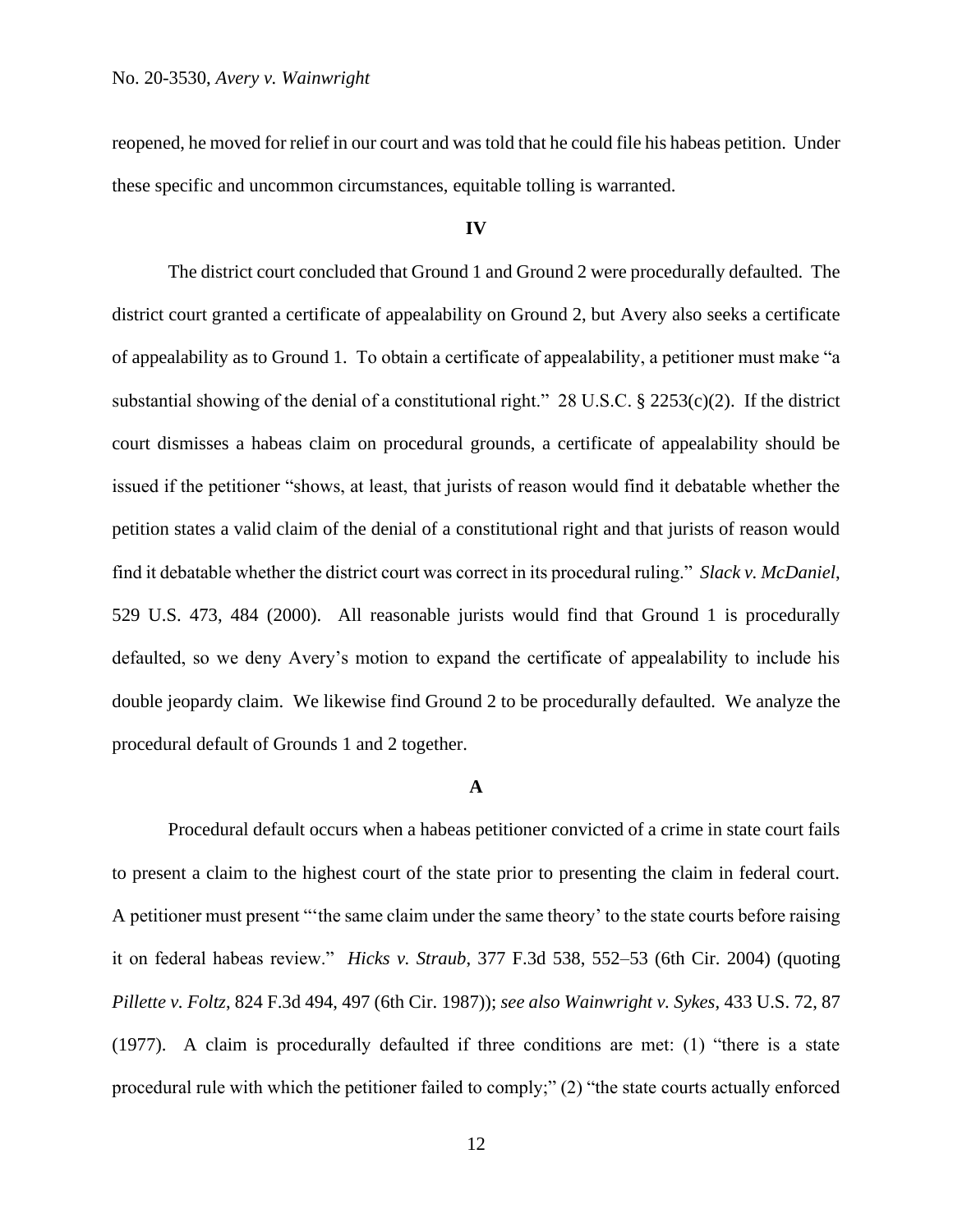reopened, he moved for relief in our court and was told that he could file his habeas petition. Under these specific and uncommon circumstances, equitable tolling is warranted.

## IV

The district court concluded that Ground 1 and Ground 2 were procedurally defaulted. The district court granted a certificate of appealability on Ground 2, but Avery also seeks a certificate of appealability as to Ground 1. To obtain a certificate of appealability, a petitioner must make "a substantial showing of the denial of a constitutional right." 28 U.S.C. § 2253(c)(2). If the district court dismisses a habeas claim on procedural grounds, a certificate of appealability should be issued if the petitioner "shows, at least, that jurists of reason would find it debatable whether the petition states a valid claim of the denial of a constitutional right and that jurists of reason would find it debatable whether the district court was correct in its procedural ruling." *Slack v. McDaniel*, 529 U.S. 473, 484 (2000). All reasonable jurists would find that Ground 1 is procedurally defaulted, so we deny Avery's motion to expand the certificate of appealability to include his double jeopardy claim. We likewise find Ground 2 to be procedurally defaulted. We analyze the procedural default of Grounds 1 and 2 together.

### A

Procedural default occurs when a habeas petitioner convicted of a crime in state court fails to present a claim to the highest court of the state prior to presenting the claim in federal court. A petitioner must present "'the same claim under the same theory' to the state courts before raising it on federal habeas review." *Hicks v. Straub*, 377 F.3d 538, 552–53 (6th Cir. 2004) (quoting *Pillette v. Foltz*, 824 F.3d 494, 497 (6th Cir. 1987)); *see also Wainwright v. Sykes*, 433 U.S. 72, 87 (1977). A claim is procedurally defaulted if three conditions are met: (1) "there is a state procedural rule with which the petitioner failed to comply;" (2) "the state courts actually enforced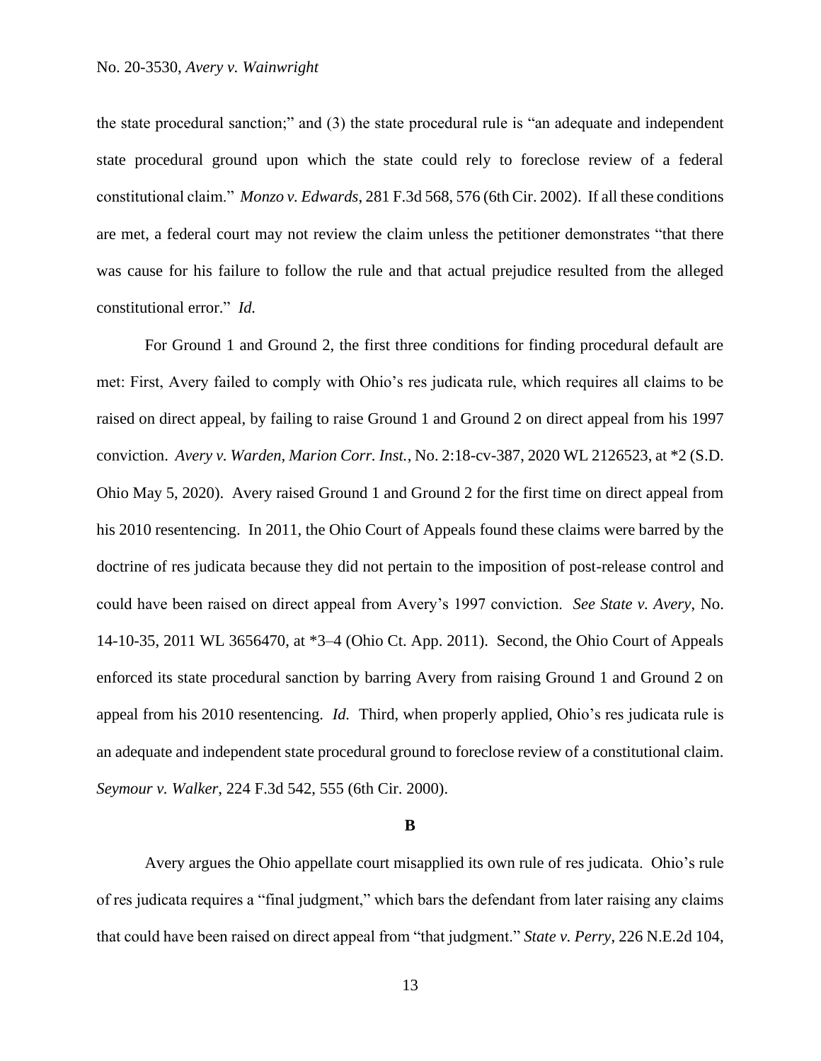the state procedural sanction;" and (3) the state procedural rule is "an adequate and independent state procedural ground upon which the state could rely to foreclose review of a federal constitutional claim." *Monzo v. Edwards*, 281 F.3d 568, 576 (6th Cir. 2002). If all these conditions are met, a federal court may not review the claim unless the petitioner demonstrates "that there was cause for his failure to follow the rule and that actual prejudice resulted from the alleged constitutional error." *Id.*

For Ground 1 and Ground 2, the first three conditions for finding procedural default are met: First, Avery failed to comply with Ohio's res judicata rule, which requires all claims to be raised on direct appeal, by failing to raise Ground 1 and Ground 2 on direct appeal from his 1997 conviction. *Avery v. Warden, Marion Corr. Inst.*, No. 2:18-cv-387, 2020 WL 2126523, at *2 (S.D. Ohio May 5, 2020). Avery raised Ground 1 and Ground 2 for the first time on direct appeal from his 2010 resentencing. In 2011, the Ohio Court of Appeals found these claims were barred by the doctrine of res judicata because they did not pertain to the imposition of post-release control and could have been raised on direct appeal from Avery's 1997 conviction. *See State v. Avery*, No. 14-10-35, 2011 WL 3656470, at *3–4 (Ohio Ct. App. 2011). Second, the Ohio Court of Appeals enforced its state procedural sanction by barring Avery from raising Ground 1 and Ground 2 on appeal from his 2010 resentencing. *Id.* Third, when properly applied, Ohio's res judicata rule is an adequate and independent state procedural ground to foreclose review of a constitutional claim. *Seymour v. Walker*, 224 F.3d 542, 555 (6th Cir. 2000).

### B

Avery argues the Ohio appellate court misapplied its own rule of res judicata. Ohio's rule of res judicata requires a "final judgment," which bars the defendant from later raising any claims that could have been raised on direct appeal from "that judgment." *State v. Perry*, 226 N.E.2d 104,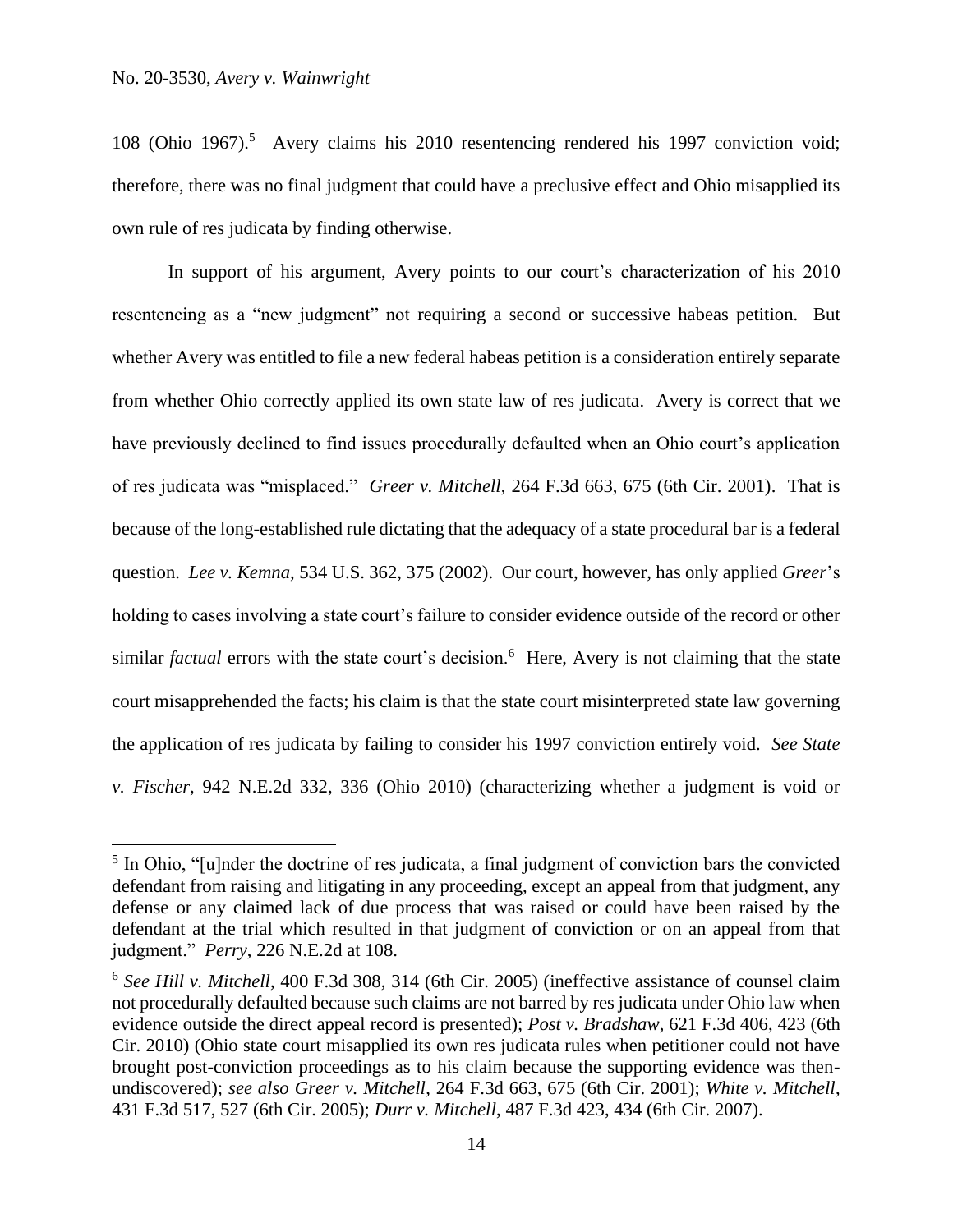108 (Ohio 1967).[5] Avery claims his 2010 resentencing rendered his 1997 conviction void; therefore, there was no final judgment that could have a preclusive effect and Ohio misapplied its own rule of res judicata by finding otherwise.

In support of his argument, Avery points to our court's characterization of his 2010 resentencing as a "new judgment" not requiring a second or successive habeas petition. But whether Avery was entitled to file a new federal habeas petition is a consideration entirely separate from whether Ohio correctly applied its own state law of res judicata. Avery is correct that we have previously declined to find issues procedurally defaulted when an Ohio court's application of res judicata was "misplaced." *Greer v. Mitchell*, 264 F.3d 663, 675 (6th Cir. 2001). That is because of the long-established rule dictating that the adequacy of a state procedural bar is a federal question. *Lee v. Kemna*, 534 U.S. 362, 375 (2002). Our court, however, has only applied *Greer*'s holding to cases involving a state court's failure to consider evidence outside of the record or other similar *factual* errors with the state court's decision.[6] Here, Avery is not claiming that the state court misapprehended the facts; his claim is that the state court misinterpreted state law governing the application of res judicata by failing to consider his 1997 conviction entirely void. *See State v. Fischer*, 942 N.E.2d 332, 336 (Ohio 2010) (characterizing whether a judgment is void or

---

[5] In Ohio, "[u]nder the doctrine of res judicata, a final judgment of conviction bars the convicted defendant from raising and litigating in any proceeding, except an appeal from that judgment, any defense or any claimed lack of due process that was raised or could have been raised by the defendant at the trial which resulted in that judgment of conviction or on an appeal from that judgment." *Perry*, 226 N.E.2d at 108.

[6] *See Hill v. Mitchell*, 400 F.3d 308, 314 (6th Cir. 2005) (ineffective assistance of counsel claim not procedurally defaulted because such claims are not barred by res judicata under Ohio law when evidence outside the direct appeal record is presented); *Post v. Bradshaw*, 621 F.3d 406, 423 (6th Cir. 2010) (Ohio state court misapplied its own res judicata rules when petitioner could not have brought post-conviction proceedings as to his claim because the supporting evidence was then-undiscovered); *see also Greer v. Mitchell*, 264 F.3d 663, 675 (6th Cir. 2001); *White v. Mitchell*, 431 F.3d 517, 527 (6th Cir. 2005); *Durr v. Mitchell*, 487 F.3d 423, 434 (6th Cir. 2007).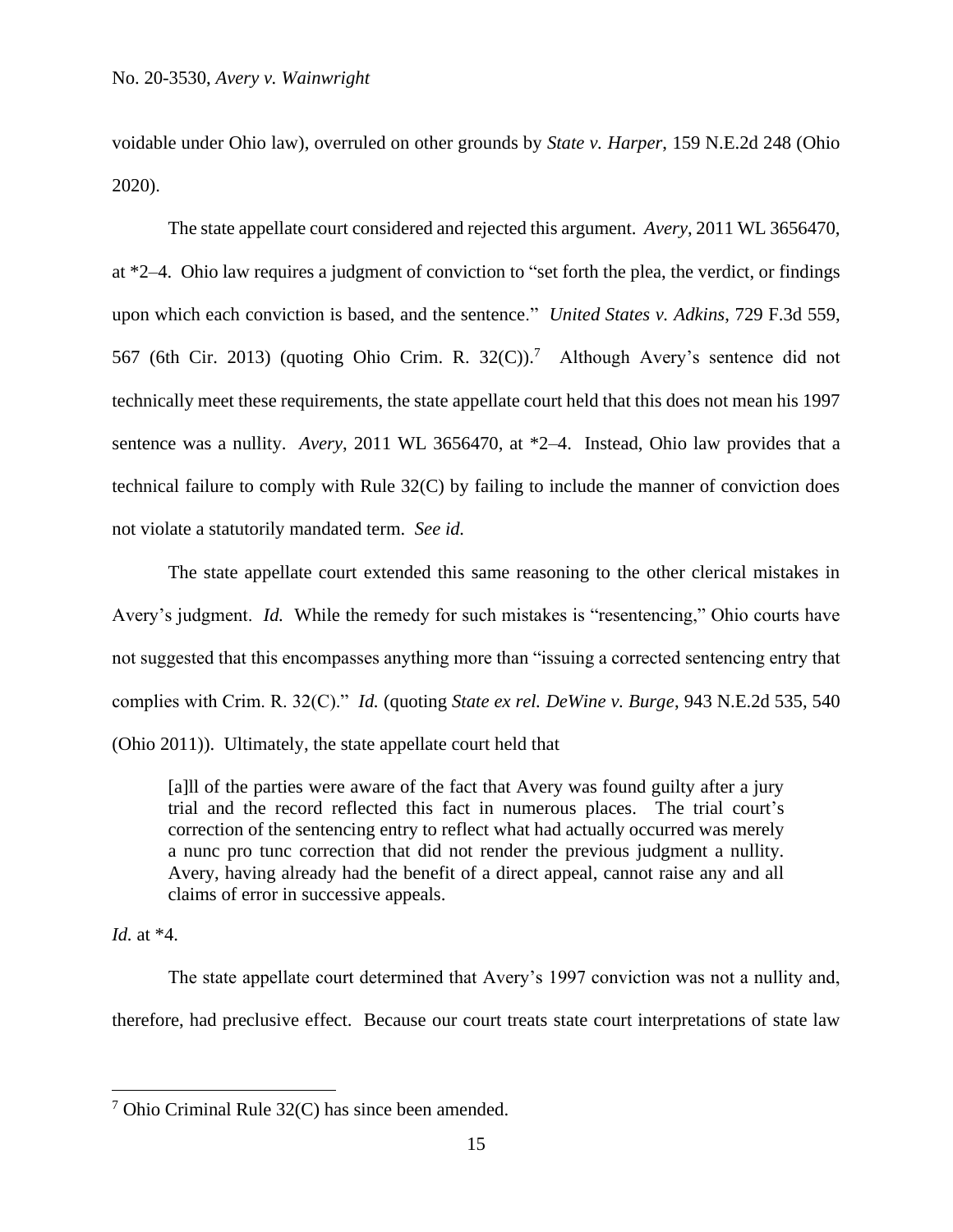voidable under Ohio law), overruled on other grounds by *State v. Harper*, 159 N.E.2d 248 (Ohio 2020).

The state appellate court considered and rejected this argument. *Avery*, 2011 WL 3656470, at *2–4. Ohio law requires a judgment of conviction to "set forth the plea, the verdict, or findings upon which each conviction is based, and the sentence." *United States v. Adkins*, 729 F.3d 559, 567 (6th Cir. 2013) (quoting Ohio Crim. R. 32(C)).[7] Although Avery's sentence did not technically meet these requirements, the state appellate court held that this does not mean his 1997 sentence was a nullity. *Avery*, 2011 WL 3656470, at *2–4. Instead, Ohio law provides that a technical failure to comply with Rule 32(C) by failing to include the manner of conviction does not violate a statutorily mandated term. *See id.*

The state appellate court extended this same reasoning to the other clerical mistakes in Avery's judgment. *Id.* While the remedy for such mistakes is "resentencing," Ohio courts have not suggested that this encompasses anything more than "issuing a corrected sentencing entry that complies with Crim. R. 32(C)." *Id.* (quoting *State ex rel. DeWine v. Burge*, 943 N.E.2d 535, 540 (Ohio 2011)). Ultimately, the state appellate court held that

> [a]ll of the parties were aware of the fact that Avery was found guilty after a jury trial and the record reflected this fact in numerous places. The trial court's correction of the sentencing entry to reflect what had actually occurred was merely a nunc pro tunc correction that did not render the previous judgment a nullity. Avery, having already had the benefit of a direct appeal, cannot raise any and all claims of error in successive appeals.

*Id.* at *4.

The state appellate court determined that Avery's 1997 conviction was not a nullity and, therefore, had preclusive effect. Because our court treats state court interpretations of state law

---

[7] Ohio Criminal Rule 32(C) has since been amended.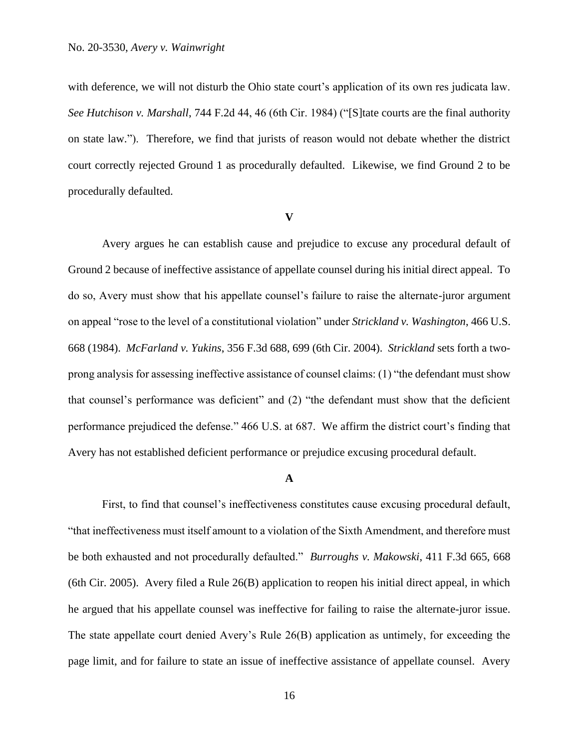with deference, we will not disturb the Ohio state court's application of its own res judicata law. *See Hutchison v. Marshall*, 744 F.2d 44, 46 (6th Cir. 1984) ("[S]tate courts are the final authority on state law."). Therefore, we find that jurists of reason would not debate whether the district court correctly rejected Ground 1 as procedurally defaulted. Likewise, we find Ground 2 to be procedurally defaulted.

## V

Avery argues he can establish cause and prejudice to excuse any procedural default of Ground 2 because of ineffective assistance of appellate counsel during his initial direct appeal. To do so, Avery must show that his appellate counsel's failure to raise the alternate-juror argument on appeal "rose to the level of a constitutional violation" under *Strickland v. Washington*, 466 U.S. 668 (1984). *McFarland v. Yukins*, 356 F.3d 688, 699 (6th Cir. 2004). *Strickland* sets forth a two-prong analysis for assessing ineffective assistance of counsel claims: (1) "the defendant must show that counsel's performance was deficient" and (2) "the defendant must show that the deficient performance prejudiced the defense." 466 U.S. at 687. We affirm the district court's finding that Avery has not established deficient performance or prejudice excusing procedural default.

### A

First, to find that counsel's ineffectiveness constitutes cause excusing procedural default, "that ineffectiveness must itself amount to a violation of the Sixth Amendment, and therefore must be both exhausted and not procedurally defaulted." *Burroughs v. Makowski*, 411 F.3d 665, 668 (6th Cir. 2005). Avery filed a Rule 26(B) application to reopen his initial direct appeal, in which he argued that his appellate counsel was ineffective for failing to raise the alternate-juror issue. The state appellate court denied Avery's Rule 26(B) application as untimely, for exceeding the page limit, and for failure to state an issue of ineffective assistance of appellate counsel. Avery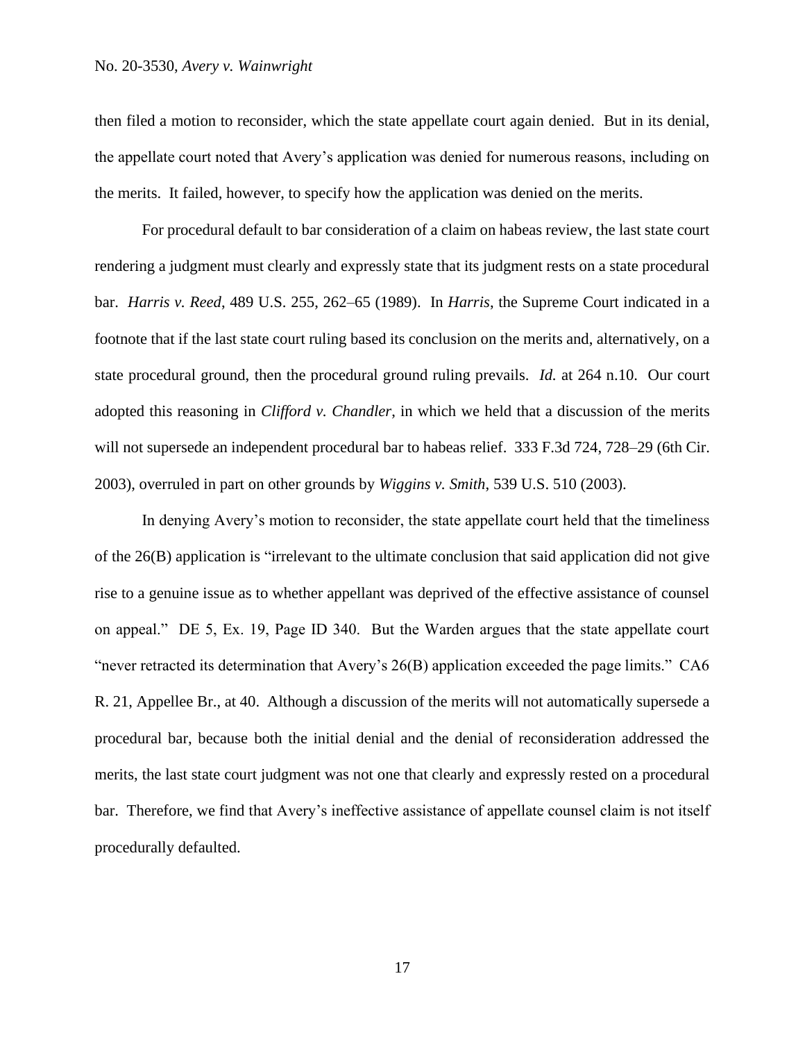then filed a motion to reconsider, which the state appellate court again denied. But in its denial, the appellate court noted that Avery's application was denied for numerous reasons, including on the merits. It failed, however, to specify how the application was denied on the merits.

For procedural default to bar consideration of a claim on habeas review, the last state court rendering a judgment must clearly and expressly state that its judgment rests on a state procedural bar. *Harris v. Reed*, 489 U.S. 255, 262–65 (1989). In *Harris*, the Supreme Court indicated in a footnote that if the last state court ruling based its conclusion on the merits and, alternatively, on a state procedural ground, then the procedural ground ruling prevails. *Id.* at 264 n.10. Our court adopted this reasoning in *Clifford v. Chandler*, in which we held that a discussion of the merits will not supersede an independent procedural bar to habeas relief. 333 F.3d 724, 728–29 (6th Cir. 2003), overruled in part on other grounds by *Wiggins v. Smith*, 539 U.S. 510 (2003).

In denying Avery's motion to reconsider, the state appellate court held that the timeliness of the 26(B) application is "irrelevant to the ultimate conclusion that said application did not give rise to a genuine issue as to whether appellant was deprived of the effective assistance of counsel on appeal." DE 5, Ex. 19, Page ID 340. But the Warden argues that the state appellate court "never retracted its determination that Avery's 26(B) application exceeded the page limits." CA6 R. 21, Appellee Br., at 40. Although a discussion of the merits will not automatically supersede a procedural bar, because both the initial denial and the denial of reconsideration addressed the merits, the last state court judgment was not one that clearly and expressly rested on a procedural bar. Therefore, we find that Avery's ineffective assistance of appellate counsel claim is not itself procedurally defaulted.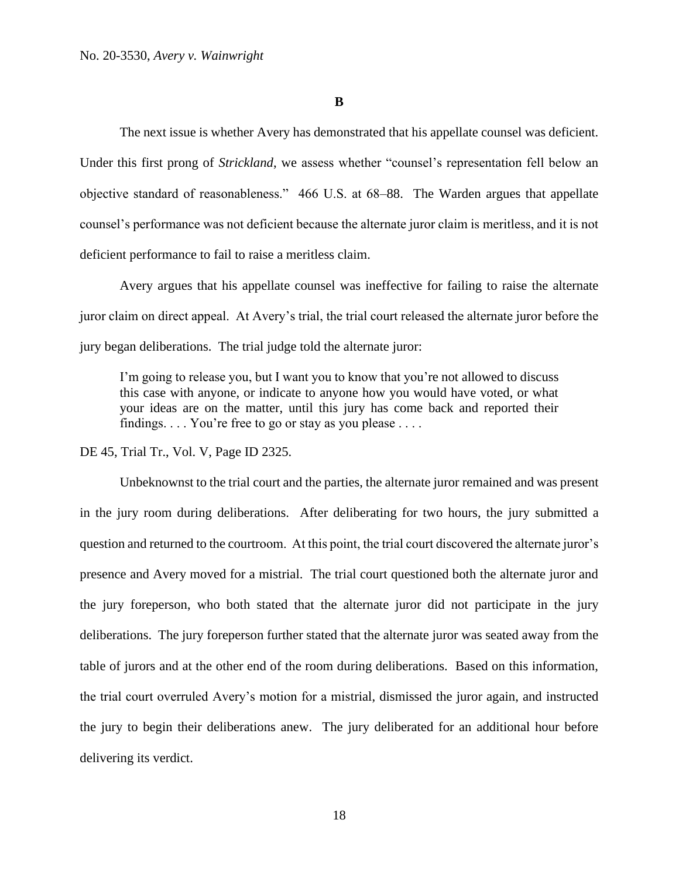**B**

The next issue is whether Avery has demonstrated that his appellate counsel was deficient. Under this first prong of *Strickland*, we assess whether "counsel's representation fell below an objective standard of reasonableness." 466 U.S. at 68–88. The Warden argues that appellate counsel's performance was not deficient because the alternate juror claim is meritless, and it is not deficient performance to fail to raise a meritless claim.

Avery argues that his appellate counsel was ineffective for failing to raise the alternate juror claim on direct appeal. At Avery's trial, the trial court released the alternate juror before the jury began deliberations. The trial judge told the alternate juror:

> I'm going to release you, but I want you to know that you're not allowed to discuss this case with anyone, or indicate to anyone how you would have voted, or what your ideas are on the matter, until this jury has come back and reported their findings. . . . You're free to go or stay as you please . . . .

DE 45, Trial Tr., Vol. V, Page ID 2325.

Unbeknownst to the trial court and the parties, the alternate juror remained and was present in the jury room during deliberations. After deliberating for two hours, the jury submitted a question and returned to the courtroom. At this point, the trial court discovered the alternate juror's presence and Avery moved for a mistrial. The trial court questioned both the alternate juror and the jury foreperson, who both stated that the alternate juror did not participate in the jury deliberations. The jury foreperson further stated that the alternate juror was seated away from the table of jurors and at the other end of the room during deliberations. Based on this information, the trial court overruled Avery's motion for a mistrial, dismissed the juror again, and instructed the jury to begin their deliberations anew. The jury deliberated for an additional hour before delivering its verdict.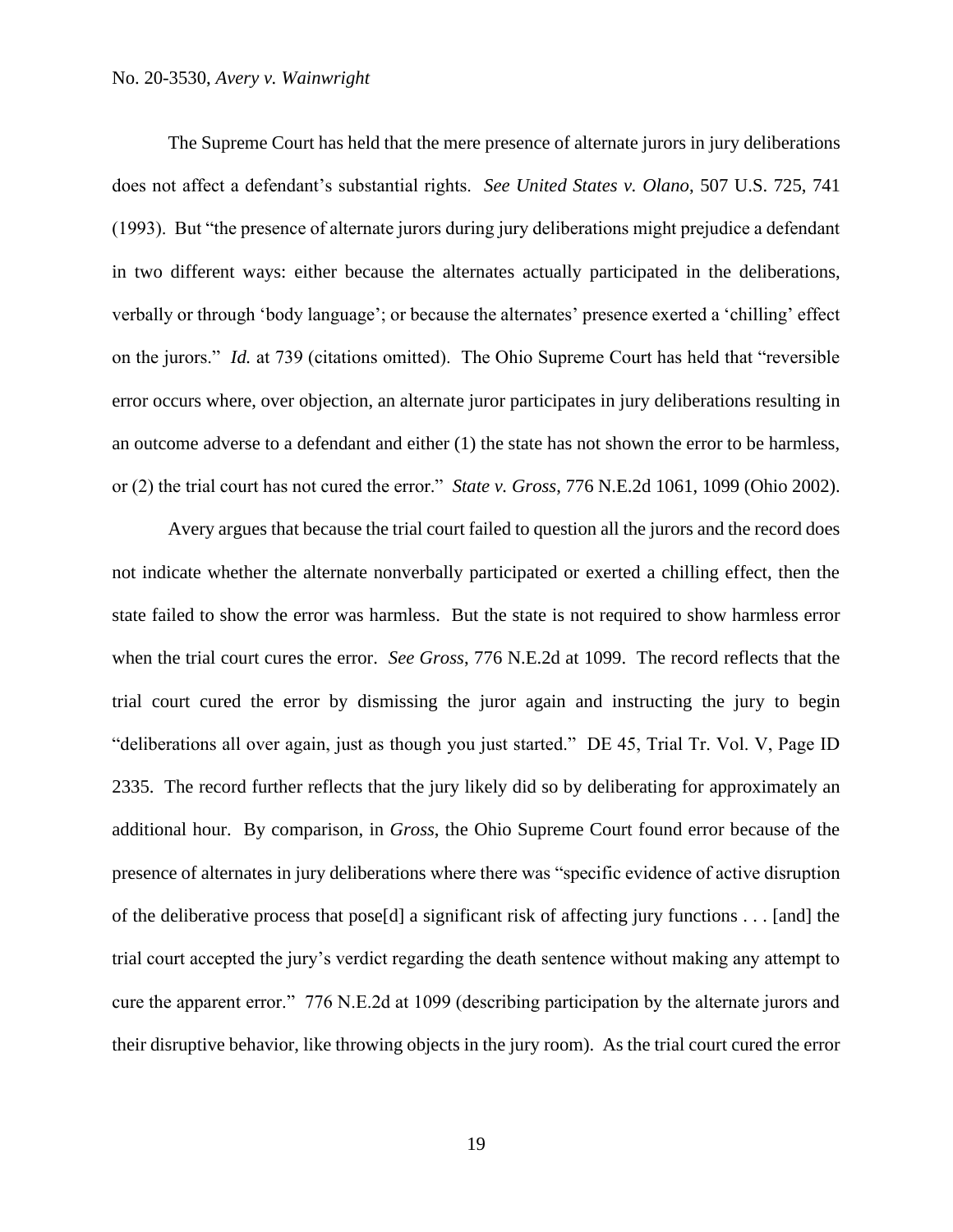The Supreme Court has held that the mere presence of alternate jurors in jury deliberations does not affect a defendant's substantial rights. *See United States v. Olano*, 507 U.S. 725, 741 (1993). But "the presence of alternate jurors during jury deliberations might prejudice a defendant in two different ways: either because the alternates actually participated in the deliberations, verbally or through 'body language'; or because the alternates' presence exerted a 'chilling' effect on the jurors." *Id.* at 739 (citations omitted). The Ohio Supreme Court has held that "reversible error occurs where, over objection, an alternate juror participates in jury deliberations resulting in an outcome adverse to a defendant and either (1) the state has not shown the error to be harmless, or (2) the trial court has not cured the error." *State v. Gross*, 776 N.E.2d 1061, 1099 (Ohio 2002).

Avery argues that because the trial court failed to question all the jurors and the record does not indicate whether the alternate nonverbally participated or exerted a chilling effect, then the state failed to show the error was harmless. But the state is not required to show harmless error when the trial court cures the error. *See Gross*, 776 N.E.2d at 1099. The record reflects that the trial court cured the error by dismissing the juror again and instructing the jury to begin "deliberations all over again, just as though you just started." DE 45, Trial Tr. Vol. V, Page ID 2335. The record further reflects that the jury likely did so by deliberating for approximately an additional hour. By comparison, in *Gross*, the Ohio Supreme Court found error because of the presence of alternates in jury deliberations where there was "specific evidence of active disruption of the deliberative process that pose[d] a significant risk of affecting jury functions . . . [and] the trial court accepted the jury's verdict regarding the death sentence without making any attempt to cure the apparent error." 776 N.E.2d at 1099 (describing participation by the alternate jurors and their disruptive behavior, like throwing objects in the jury room). As the trial court cured the error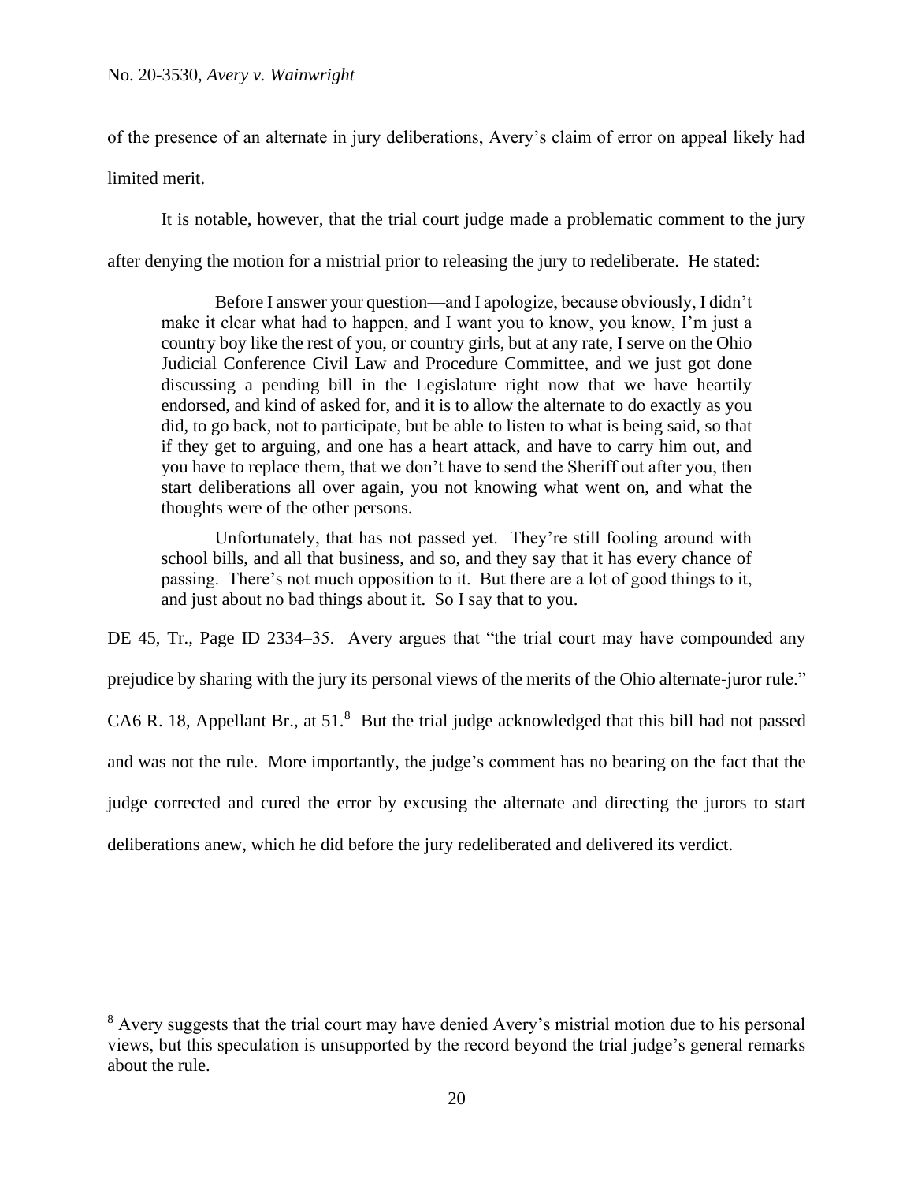of the presence of an alternate in jury deliberations, Avery's claim of error on appeal likely had limited merit.

It is notable, however, that the trial court judge made a problematic comment to the jury after denying the motion for a mistrial prior to releasing the jury to redeliberate. He stated:

> Before I answer your question—and I apologize, because obviously, I didn't make it clear what had to happen, and I want you to know, you know, I'm just a country boy like the rest of you, or country girls, but at any rate, I serve on the Ohio Judicial Conference Civil Law and Procedure Committee, and we just got done discussing a pending bill in the Legislature right now that we have heartily endorsed, and kind of asked for, and it is to allow the alternate to do exactly as you did, to go back, not to participate, but be able to listen to what is being said, so that if they get to arguing, and one has a heart attack, and have to carry him out, and you have to replace them, that we don't have to send the Sheriff out after you, then start deliberations all over again, you not knowing what went on, and what the thoughts were of the other persons.
>
> Unfortunately, that has not passed yet. They're still fooling around with school bills, and all that business, and so, and they say that it has every chance of passing. There's not much opposition to it. But there are a lot of good things to it, and just about no bad things about it. So I say that to you.

DE 45, Tr., Page ID 2334–35. Avery argues that "the trial court may have compounded any prejudice by sharing with the jury its personal views of the merits of the Ohio alternate-juror rule." CA6 R. 18, Appellant Br., at 51.[8] But the trial judge acknowledged that this bill had not passed and was not the rule. More importantly, the judge's comment has no bearing on the fact that the judge corrected and cured the error by excusing the alternate and directing the jurors to start deliberations anew, which he did before the jury redeliberated and delivered its verdict.

---

[8] Avery suggests that the trial court may have denied Avery's mistrial motion due to his personal views, but this speculation is unsupported by the record beyond the trial judge's general remarks about the rule.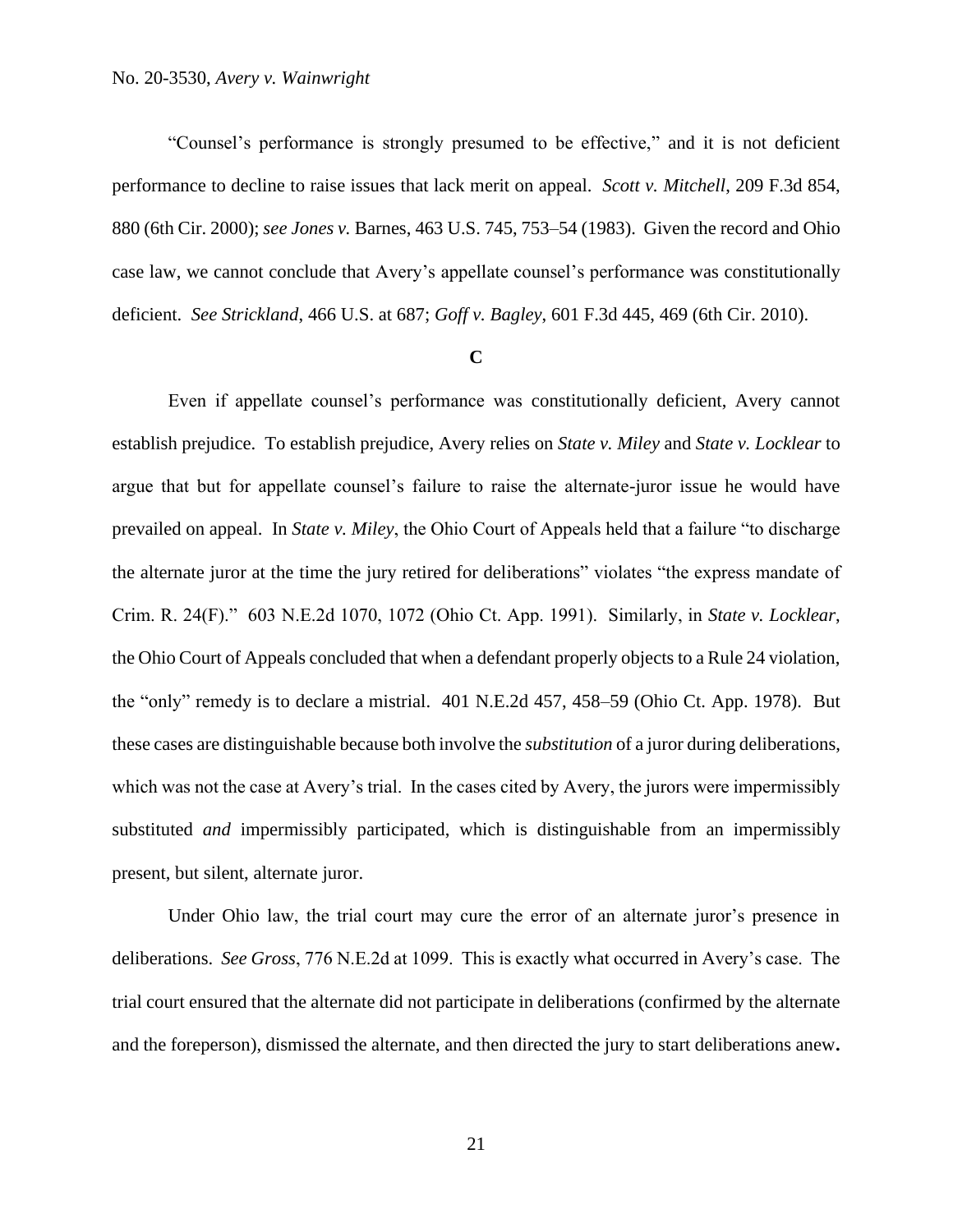"Counsel's performance is strongly presumed to be effective," and it is not deficient performance to decline to raise issues that lack merit on appeal. *Scott v. Mitchell*, 209 F.3d 854, 880 (6th Cir. 2000); *see Jones v.* Barnes, 463 U.S. 745, 753–54 (1983). Given the record and Ohio case law, we cannot conclude that Avery's appellate counsel's performance was constitutionally deficient. *See Strickland*, 466 U.S. at 687; *Goff v. Bagley*, 601 F.3d 445, 469 (6th Cir. 2010).

### C

Even if appellate counsel's performance was constitutionally deficient, Avery cannot establish prejudice. To establish prejudice, Avery relies on *State v. Miley* and *State v. Locklear* to argue that but for appellate counsel's failure to raise the alternate-juror issue he would have prevailed on appeal. In *State v. Miley*, the Ohio Court of Appeals held that a failure "to discharge the alternate juror at the time the jury retired for deliberations" violates "the express mandate of Crim. R. 24(F)." 603 N.E.2d 1070, 1072 (Ohio Ct. App. 1991). Similarly, in *State v. Locklear*, the Ohio Court of Appeals concluded that when a defendant properly objects to a Rule 24 violation, the "only" remedy is to declare a mistrial. 401 N.E.2d 457, 458–59 (Ohio Ct. App. 1978). But these cases are distinguishable because both involve the *substitution* of a juror during deliberations, which was not the case at Avery's trial. In the cases cited by Avery, the jurors were impermissibly substituted *and* impermissibly participated, which is distinguishable from an impermissibly present, but silent, alternate juror.

Under Ohio law, the trial court may cure the error of an alternate juror's presence in deliberations. *See Gross*, 776 N.E.2d at 1099. This is exactly what occurred in Avery's case. The trial court ensured that the alternate did not participate in deliberations (confirmed by the alternate and the foreperson), dismissed the alternate, and then directed the jury to start deliberations anew.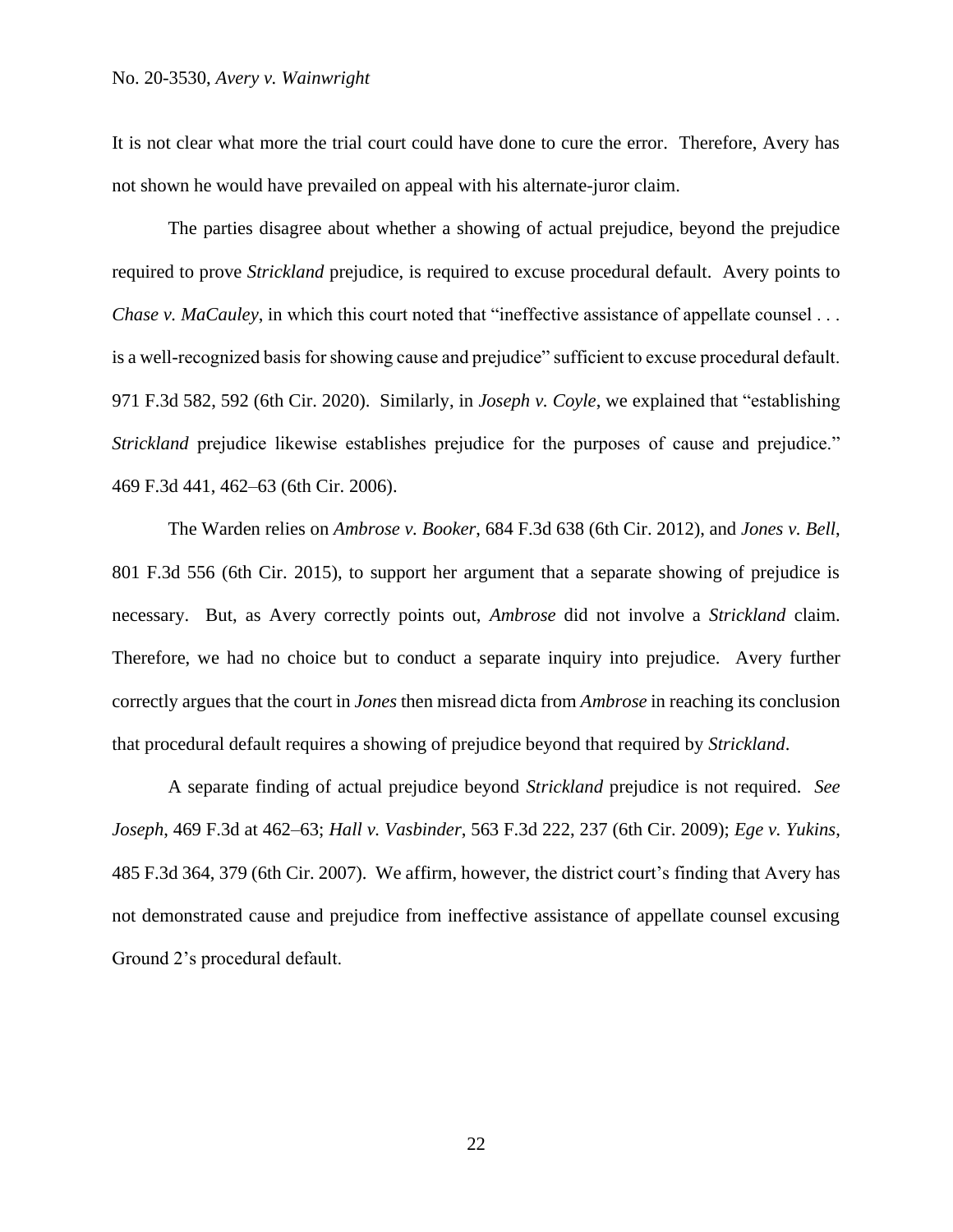It is not clear what more the trial court could have done to cure the error. Therefore, Avery has not shown he would have prevailed on appeal with his alternate-juror claim.

The parties disagree about whether a showing of actual prejudice, beyond the prejudice required to prove *Strickland* prejudice, is required to excuse procedural default. Avery points to *Chase v. MaCauley*, in which this court noted that "ineffective assistance of appellate counsel . . . is a well-recognized basis for showing cause and prejudice" sufficient to excuse procedural default. 971 F.3d 582, 592 (6th Cir. 2020). Similarly, in *Joseph v. Coyle*, we explained that "establishing *Strickland* prejudice likewise establishes prejudice for the purposes of cause and prejudice." 469 F.3d 441, 462–63 (6th Cir. 2006).

The Warden relies on *Ambrose v. Booker*, 684 F.3d 638 (6th Cir. 2012), and *Jones v. Bell*, 801 F.3d 556 (6th Cir. 2015), to support her argument that a separate showing of prejudice is necessary. But, as Avery correctly points out, *Ambrose* did not involve a *Strickland* claim. Therefore, we had no choice but to conduct a separate inquiry into prejudice. Avery further correctly argues that the court in *Jones* then misread dicta from *Ambrose* in reaching its conclusion that procedural default requires a showing of prejudice beyond that required by *Strickland*.

A separate finding of actual prejudice beyond *Strickland* prejudice is not required. *See Joseph*, 469 F.3d at 462–63; *Hall v. Vasbinder*, 563 F.3d 222, 237 (6th Cir. 2009); *Ege v. Yukins*, 485 F.3d 364, 379 (6th Cir. 2007). We affirm, however, the district court's finding that Avery has not demonstrated cause and prejudice from ineffective assistance of appellate counsel excusing Ground 2's procedural default.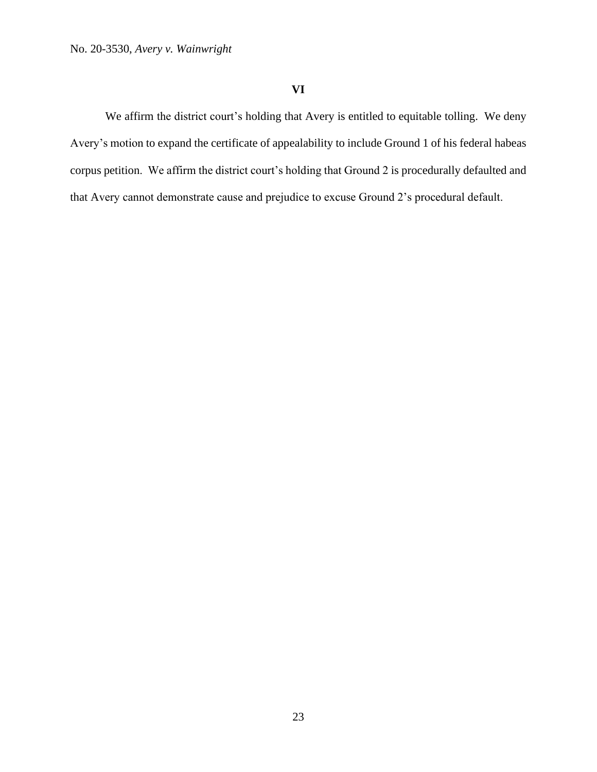## VI

We affirm the district court's holding that Avery is entitled to equitable tolling. We deny Avery's motion to expand the certificate of appealability to include Ground 1 of his federal habeas corpus petition. We affirm the district court's holding that Ground 2 is procedurally defaulted and that Avery cannot demonstrate cause and prejudice to excuse Ground 2's procedural default.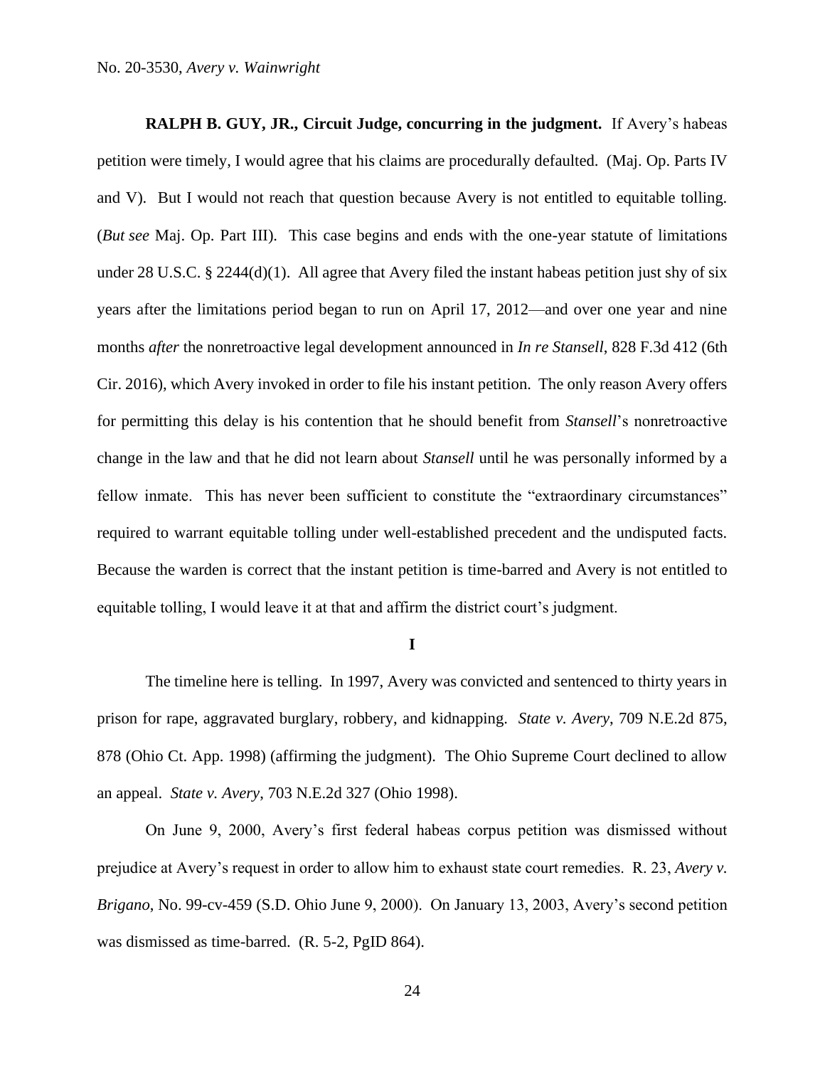**RALPH B. GUY, JR., Circuit Judge, concurring in the judgment.** If Avery's habeas petition were timely, I would agree that his claims are procedurally defaulted. (Maj. Op. Parts IV and V). But I would not reach that question because Avery is not entitled to equitable tolling. (*But see* Maj. Op. Part III). This case begins and ends with the one-year statute of limitations under 28 U.S.C. § 2244(d)(1). All agree that Avery filed the instant habeas petition just shy of six years after the limitations period began to run on April 17, 2012—and over one year and nine months *after* the nonretroactive legal development announced in *In re Stansell*, 828 F.3d 412 (6th Cir. 2016), which Avery invoked in order to file his instant petition. The only reason Avery offers for permitting this delay is his contention that he should benefit from *Stansell*'s nonretroactive change in the law and that he did not learn about *Stansell* until he was personally informed by a fellow inmate. This has never been sufficient to constitute the "extraordinary circumstances" required to warrant equitable tolling under well-established precedent and the undisputed facts. Because the warden is correct that the instant petition is time-barred and Avery is not entitled to equitable tolling, I would leave it at that and affirm the district court's judgment.

## I

The timeline here is telling. In 1997, Avery was convicted and sentenced to thirty years in prison for rape, aggravated burglary, robbery, and kidnapping. *State v. Avery*, 709 N.E.2d 875, 878 (Ohio Ct. App. 1998) (affirming the judgment). The Ohio Supreme Court declined to allow an appeal. *State v. Avery*, 703 N.E.2d 327 (Ohio 1998).

On June 9, 2000, Avery's first federal habeas corpus petition was dismissed without prejudice at Avery's request in order to allow him to exhaust state court remedies. R. 23, *Avery v. Brigano*, No. 99-cv-459 (S.D. Ohio June 9, 2000). On January 13, 2003, Avery's second petition was dismissed as time-barred. (R. 5-2, PgID 864).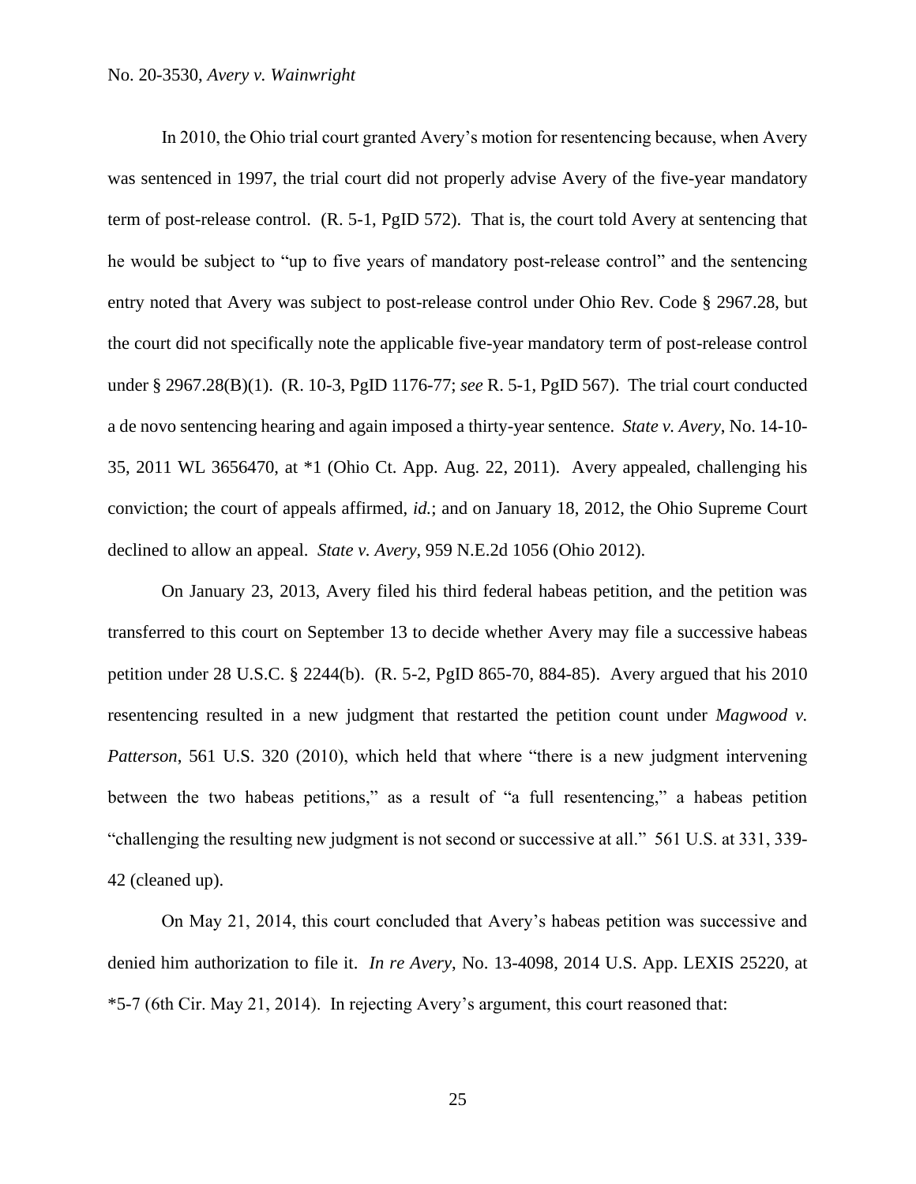In 2010, the Ohio trial court granted Avery's motion for resentencing because, when Avery was sentenced in 1997, the trial court did not properly advise Avery of the five-year mandatory term of post-release control. (R. 5-1, PgID 572). That is, the court told Avery at sentencing that he would be subject to "up to five years of mandatory post-release control" and the sentencing entry noted that Avery was subject to post-release control under Ohio Rev. Code § 2967.28, but the court did not specifically note the applicable five-year mandatory term of post-release control under § 2967.28(B)(1). (R. 10-3, PgID 1176-77; *see* R. 5-1, PgID 567). The trial court conducted a de novo sentencing hearing and again imposed a thirty-year sentence. *State v. Avery*, No. 14-10-35, 2011 WL 3656470, at \*1 (Ohio Ct. App. Aug. 22, 2011). Avery appealed, challenging his conviction; the court of appeals affirmed, *id.*; and on January 18, 2012, the Ohio Supreme Court declined to allow an appeal. *State v. Avery*, 959 N.E.2d 1056 (Ohio 2012).

On January 23, 2013, Avery filed his third federal habeas petition, and the petition was transferred to this court on September 13 to decide whether Avery may file a successive habeas petition under 28 U.S.C. § 2244(b). (R. 5-2, PgID 865-70, 884-85). Avery argued that his 2010 resentencing resulted in a new judgment that restarted the petition count under *Magwood v. Patterson*, 561 U.S. 320 (2010), which held that where "there is a new judgment intervening between the two habeas petitions," as a result of "a full resentencing," a habeas petition "challenging the resulting new judgment is not second or successive at all." 561 U.S. at 331, 339-42 (cleaned up).

On May 21, 2014, this court concluded that Avery's habeas petition was successive and denied him authorization to file it. *In re Avery*, No. 13-4098, 2014 U.S. App. LEXIS 25220, at \*5-7 (6th Cir. May 21, 2014). In rejecting Avery's argument, this court reasoned that: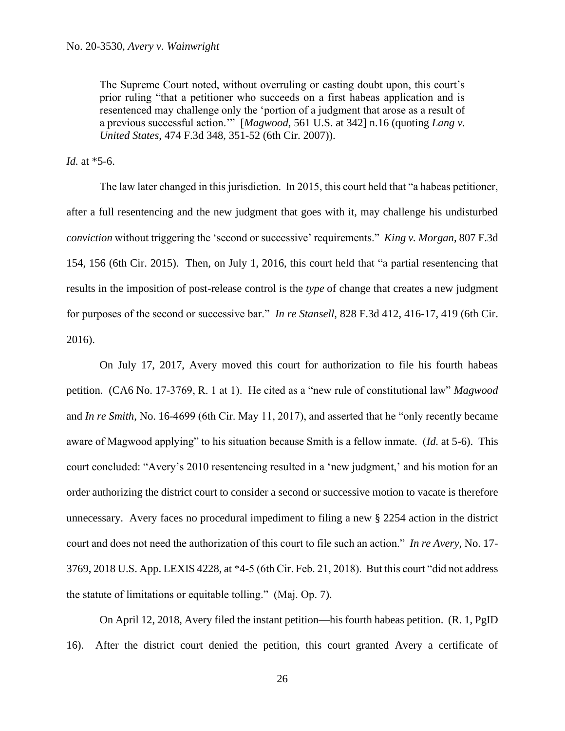> The Supreme Court noted, without overruling or casting doubt upon, this court's prior ruling "that a petitioner who succeeds on a first habeas application and is resentenced may challenge only the 'portion of a judgment that arose as a result of a previous successful action.'" [*Magwood*, 561 U.S. at 342] n.16 (quoting *Lang v. United States*, 474 F.3d 348, 351-52 (6th Cir. 2007)).

*Id.* at *5-6.

The law later changed in this jurisdiction. In 2015, this court held that "a habeas petitioner, after a full resentencing and the new judgment that goes with it, may challenge his undisturbed *conviction* without triggering the 'second or successive' requirements." *King v. Morgan*, 807 F.3d 154, 156 (6th Cir. 2015). Then, on July 1, 2016, this court held that "a partial resentencing that results in the imposition of post-release control is the *type* of change that creates a new judgment for purposes of the second or successive bar." *In re Stansell*, 828 F.3d 412, 416-17, 419 (6th Cir. 2016).

On July 17, 2017, Avery moved this court for authorization to file his fourth habeas petition. (CA6 No. 17-3769, R. 1 at 1). He cited as a "new rule of constitutional law" *Magwood* and *In re Smith*, No. 16-4699 (6th Cir. May 11, 2017), and asserted that he "only recently became aware of Magwood applying" to his situation because Smith is a fellow inmate. (*Id.* at 5-6). This court concluded: "Avery's 2010 resentencing resulted in a 'new judgment,' and his motion for an order authorizing the district court to consider a second or successive motion to vacate is therefore unnecessary. Avery faces no procedural impediment to filing a new § 2254 action in the district court and does not need the authorization of this court to file such an action." *In re Avery*, No. 17-3769, 2018 U.S. App. LEXIS 4228, at *4-5 (6th Cir. Feb. 21, 2018). But this court "did not address the statute of limitations or equitable tolling." (Maj. Op. 7).

On April 12, 2018, Avery filed the instant petition—his fourth habeas petition. (R. 1, PgID 16). After the district court denied the petition, this court granted Avery a certificate of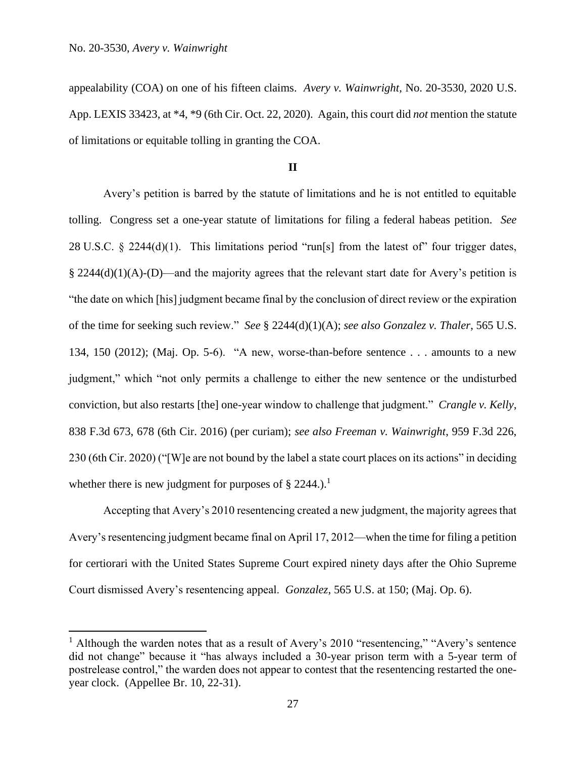appealability (COA) on one of his fifteen claims. *Avery v. Wainwright*, No. 20-3530, 2020 U.S. App. LEXIS 33423, at *4, *9 (6th Cir. Oct. 22, 2020). Again, this court did *not* mention the statute of limitations or equitable tolling in granting the COA.

## II

Avery's petition is barred by the statute of limitations and he is not entitled to equitable tolling. Congress set a one-year statute of limitations for filing a federal habeas petition. *See* 28 U.S.C. § 2244(d)(1). This limitations period "run[s] from the latest of" four trigger dates, § 2244(d)(1)(A)-(D)—and the majority agrees that the relevant start date for Avery's petition is "the date on which [his] judgment became final by the conclusion of direct review or the expiration of the time for seeking such review." *See* § 2244(d)(1)(A); *see also Gonzalez v. Thaler*, 565 U.S. 134, 150 (2012); (Maj. Op. 5-6). "A new, worse-than-before sentence . . . amounts to a new judgment," which "not only permits a challenge to either the new sentence or the undisturbed conviction, but also restarts [the] one-year window to challenge that judgment." *Crangle v. Kelly*, 838 F.3d 673, 678 (6th Cir. 2016) (per curiam); *see also Freeman v. Wainwright*, 959 F.3d 226, 230 (6th Cir. 2020) ("[W]e are not bound by the label a state court places on its actions" in deciding whether there is new judgment for purposes of § 2244.).[1]

Accepting that Avery's 2010 resentencing created a new judgment, the majority agrees that Avery's resentencing judgment became final on April 17, 2012—when the time for filing a petition for certiorari with the United States Supreme Court expired ninety days after the Ohio Supreme Court dismissed Avery's resentencing appeal. *Gonzalez*, 565 U.S. at 150; (Maj. Op. 6).

---

[1] Although the warden notes that as a result of Avery's 2010 "resentencing," "Avery's sentence did not change" because it "has always included a 30-year prison term with a 5-year term of postrelease control," the warden does not appear to contest that the resentencing restarted the one-year clock. (Appellee Br. 10, 22-31).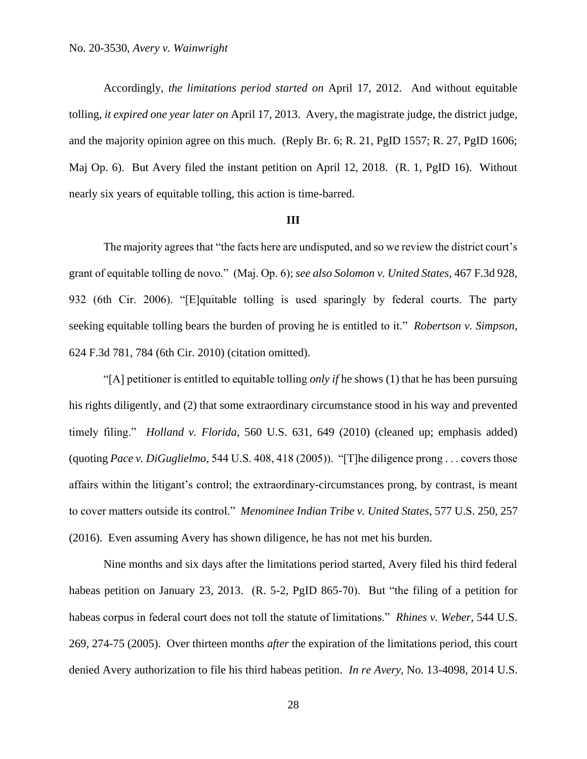Accordingly, *the limitations period started on* April 17, 2012. And without equitable tolling, *it expired one year later on* April 17, 2013. Avery, the magistrate judge, the district judge, and the majority opinion agree on this much. (Reply Br. 6; R. 21, PgID 1557; R. 27, PgID 1606; Maj Op. 6). But Avery filed the instant petition on April 12, 2018. (R. 1, PgID 16). Without nearly six years of equitable tolling, this action is time-barred.

### III

The majority agrees that "the facts here are undisputed, and so we review the district court's grant of equitable tolling de novo." (Maj. Op. 6); *see also Solomon v. United States*, 467 F.3d 928, 932 (6th Cir. 2006). "[E]quitable tolling is used sparingly by federal courts. The party seeking equitable tolling bears the burden of proving he is entitled to it." *Robertson v. Simpson*, 624 F.3d 781, 784 (6th Cir. 2010) (citation omitted).

"[A] petitioner is entitled to equitable tolling *only if* he shows (1) that he has been pursuing his rights diligently, and (2) that some extraordinary circumstance stood in his way and prevented timely filing." *Holland v. Florida*, 560 U.S. 631, 649 (2010) (cleaned up; emphasis added) (quoting *Pace v. DiGuglielmo*, 544 U.S. 408, 418 (2005)). "[T]he diligence prong . . . covers those affairs within the litigant's control; the extraordinary-circumstances prong, by contrast, is meant to cover matters outside its control." *Menominee Indian Tribe v. United States*, 577 U.S. 250, 257 (2016). Even assuming Avery has shown diligence, he has not met his burden.

Nine months and six days after the limitations period started, Avery filed his third federal habeas petition on January 23, 2013. (R. 5-2, PgID 865-70). But "the filing of a petition for habeas corpus in federal court does not toll the statute of limitations." *Rhines v. Weber*, 544 U.S. 269, 274-75 (2005). Over thirteen months *after* the expiration of the limitations period, this court denied Avery authorization to file his third habeas petition. *In re Avery*, No. 13-4098, 2014 U.S.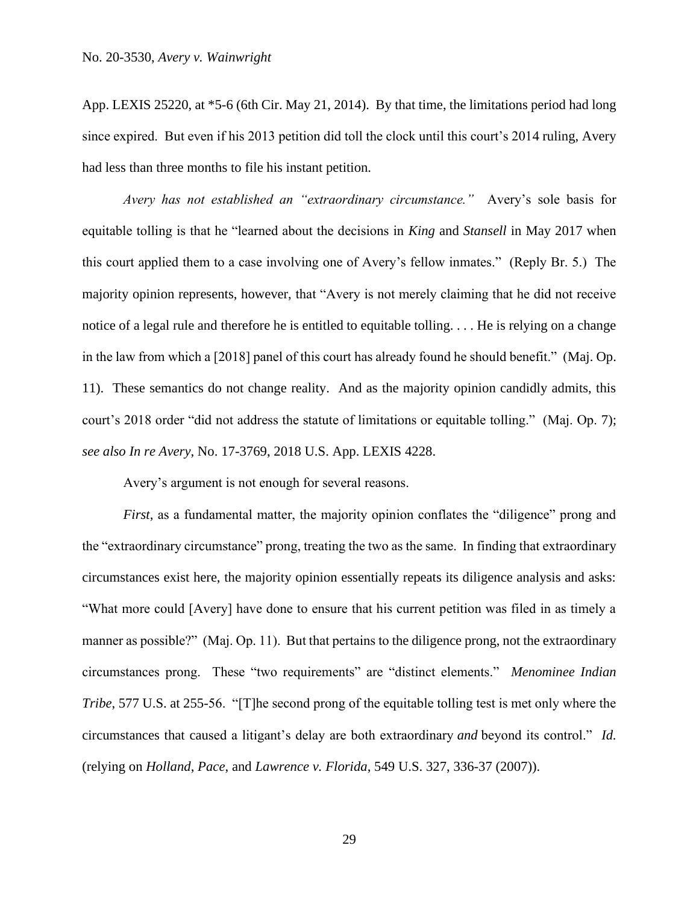App. LEXIS 25220, at *5-6 (6th Cir. May 21, 2014). By that time, the limitations period had long since expired. But even if his 2013 petition did toll the clock until this court's 2014 ruling, Avery had less than three months to file his instant petition.

*Avery has not established an "extraordinary circumstance."* Avery's sole basis for equitable tolling is that he "learned about the decisions in *King* and *Stansell* in May 2017 when this court applied them to a case involving one of Avery's fellow inmates." (Reply Br. 5.) The majority opinion represents, however, that "Avery is not merely claiming that he did not receive notice of a legal rule and therefore he is entitled to equitable tolling. . . . He is relying on a change in the law from which a [2018] panel of this court has already found he should benefit." (Maj. Op. 11). These semantics do not change reality. And as the majority opinion candidly admits, this court's 2018 order "did not address the statute of limitations or equitable tolling." (Maj. Op. 7); *see also In re Avery*, No. 17-3769, 2018 U.S. App. LEXIS 4228.

Avery's argument is not enough for several reasons.

*First*, as a fundamental matter, the majority opinion conflates the "diligence" prong and the "extraordinary circumstance" prong, treating the two as the same. In finding that extraordinary circumstances exist here, the majority opinion essentially repeats its diligence analysis and asks: "What more could [Avery] have done to ensure that his current petition was filed in as timely a manner as possible?" (Maj. Op. 11). But that pertains to the diligence prong, not the extraordinary circumstances prong. These "two requirements" are "distinct elements." *Menominee Indian Tribe*, 577 U.S. at 255-56. "[T]he second prong of the equitable tolling test is met only where the circumstances that caused a litigant's delay are both extraordinary *and* beyond its control." *Id.* (relying on *Holland*, *Pace*, and *Lawrence v. Florida*, 549 U.S. 327, 336-37 (2007)).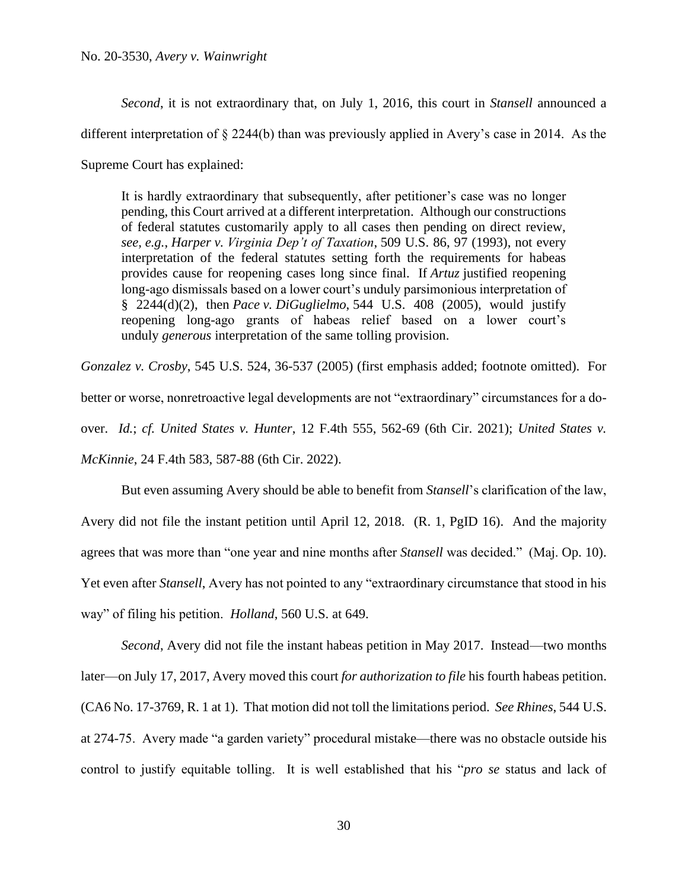*Second*, it is not extraordinary that, on July 1, 2016, this court in *Stansell* announced a different interpretation of § 2244(b) than was previously applied in Avery's case in 2014. As the Supreme Court has explained:

> It is hardly extraordinary that subsequently, after petitioner's case was no longer pending, this Court arrived at a different interpretation. Although our constructions of federal statutes customarily apply to all cases then pending on direct review, *see, e.g.*, *Harper v. Virginia Dep't of Taxation*, 509 U.S. 86, 97 (1993), not every interpretation of the federal statutes setting forth the requirements for habeas provides cause for reopening cases long since final. If *Artuz* justified reopening long-ago dismissals based on a lower court's unduly parsimonious interpretation of § 2244(d)(2), then *Pace v. DiGuglielmo*, 544 U.S. 408 (2005), would justify reopening long-ago grants of habeas relief based on a lower court's unduly *generous* interpretation of the same tolling provision.

*Gonzalez v. Crosby*, 545 U.S. 524, 36-537 (2005) (first emphasis added; footnote omitted). For better or worse, nonretroactive legal developments are not "extraordinary" circumstances for a do-over. *Id.*; *cf. United States v. Hunter*, 12 F.4th 555, 562-69 (6th Cir. 2021); *United States v. McKinnie*, 24 F.4th 583, 587-88 (6th Cir. 2022).

But even assuming Avery should be able to benefit from *Stansell*'s clarification of the law, Avery did not file the instant petition until April 12, 2018. (R. 1, PgID 16). And the majority agrees that was more than "one year and nine months after *Stansell* was decided." (Maj. Op. 10). Yet even after *Stansell*, Avery has not pointed to any "extraordinary circumstance that stood in his way" of filing his petition. *Holland*, 560 U.S. at 649.

*Second*, Avery did not file the instant habeas petition in May 2017. Instead—two months later—on July 17, 2017, Avery moved this court *for authorization to file* his fourth habeas petition. (CA6 No. 17-3769, R. 1 at 1). That motion did not toll the limitations period. *See Rhines*, 544 U.S. at 274-75. Avery made "a garden variety" procedural mistake—there was no obstacle outside his control to justify equitable tolling. It is well established that his "*pro se* status and lack of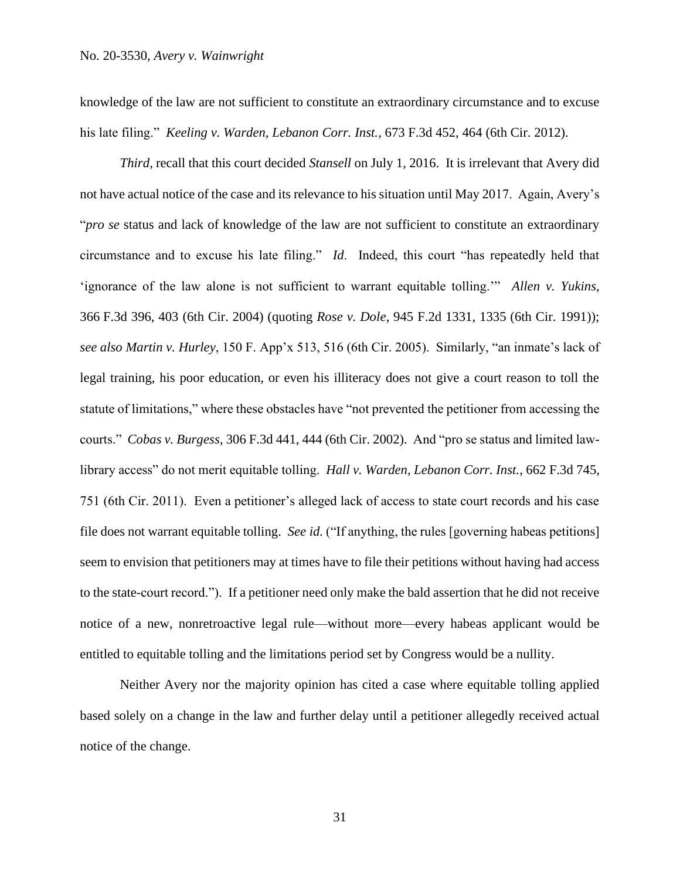knowledge of the law are not sufficient to constitute an extraordinary circumstance and to excuse his late filing." *Keeling v. Warden, Lebanon Corr. Inst.*, 673 F.3d 452, 464 (6th Cir. 2012).

*Third*, recall that this court decided *Stansell* on July 1, 2016. It is irrelevant that Avery did not have actual notice of the case and its relevance to his situation until May 2017. Again, Avery's "*pro se* status and lack of knowledge of the law are not sufficient to constitute an extraordinary circumstance and to excuse his late filing." *Id*. Indeed, this court "has repeatedly held that 'ignorance of the law alone is not sufficient to warrant equitable tolling.'" *Allen v. Yukins*, 366 F.3d 396, 403 (6th Cir. 2004) (quoting *Rose v. Dole*, 945 F.2d 1331, 1335 (6th Cir. 1991)); *see also Martin v. Hurley*, 150 F. App'x 513, 516 (6th Cir. 2005). Similarly, "an inmate's lack of legal training, his poor education, or even his illiteracy does not give a court reason to toll the statute of limitations," where these obstacles have "not prevented the petitioner from accessing the courts." *Cobas v. Burgess*, 306 F.3d 441, 444 (6th Cir. 2002). And "pro se status and limited law-library access" do not merit equitable tolling. *Hall v. Warden, Lebanon Corr. Inst.*, 662 F.3d 745, 751 (6th Cir. 2011). Even a petitioner's alleged lack of access to state court records and his case file does not warrant equitable tolling. *See id.* ("If anything, the rules [governing habeas petitions] seem to envision that petitioners may at times have to file their petitions without having had access to the state-court record."). If a petitioner need only make the bald assertion that he did not receive notice of a new, nonretroactive legal rule—without more—every habeas applicant would be entitled to equitable tolling and the limitations period set by Congress would be a nullity.

Neither Avery nor the majority opinion has cited a case where equitable tolling applied based solely on a change in the law and further delay until a petitioner allegedly received actual notice of the change.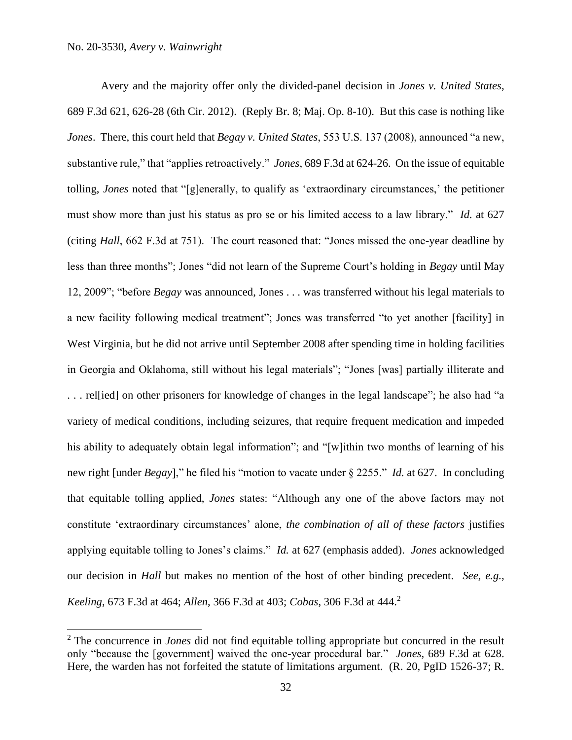Avery and the majority offer only the divided-panel decision in *Jones v. United States*, 689 F.3d 621, 626-28 (6th Cir. 2012). (Reply Br. 8; Maj. Op. 8-10). But this case is nothing like *Jones*. There, this court held that *Begay v. United States*, 553 U.S. 137 (2008), announced "a new, substantive rule," that "applies retroactively." *Jones*, 689 F.3d at 624-26. On the issue of equitable tolling, *Jones* noted that "[g]enerally, to qualify as 'extraordinary circumstances,' the petitioner must show more than just his status as pro se or his limited access to a law library." *Id.* at 627 (citing *Hall*, 662 F.3d at 751). The court reasoned that: "Jones missed the one-year deadline by less than three months"; Jones "did not learn of the Supreme Court's holding in *Begay* until May 12, 2009"; "before *Begay* was announced, Jones . . . was transferred without his legal materials to a new facility following medical treatment"; Jones was transferred "to yet another [facility] in West Virginia, but he did not arrive until September 2008 after spending time in holding facilities in Georgia and Oklahoma, still without his legal materials"; "Jones [was] partially illiterate and . . . rel[ied] on other prisoners for knowledge of changes in the legal landscape"; he also had "a variety of medical conditions, including seizures, that require frequent medication and impeded his ability to adequately obtain legal information"; and "[w]ithin two months of learning of his new right [under *Begay*]," he filed his "motion to vacate under § 2255." *Id.* at 627. In concluding that equitable tolling applied, *Jones* states: "Although any one of the above factors may not constitute 'extraordinary circumstances' alone, *the combination of all of these factors* justifies applying equitable tolling to Jones's claims." *Id.* at 627 (emphasis added). *Jones* acknowledged our decision in *Hall* but makes no mention of the host of other binding precedent. *See, e.g.*, *Keeling*, 673 F.3d at 464; *Allen*, 366 F.3d at 403; *Cobas*, 306 F.3d at 444.[2]

[2] The concurrence in *Jones* did not find equitable tolling appropriate but concurred in the result only "because the [government] waived the one-year procedural bar." *Jones*, 689 F.3d at 628. Here, the warden has not forfeited the statute of limitations argument. (R. 20, PgID 1526-37; R.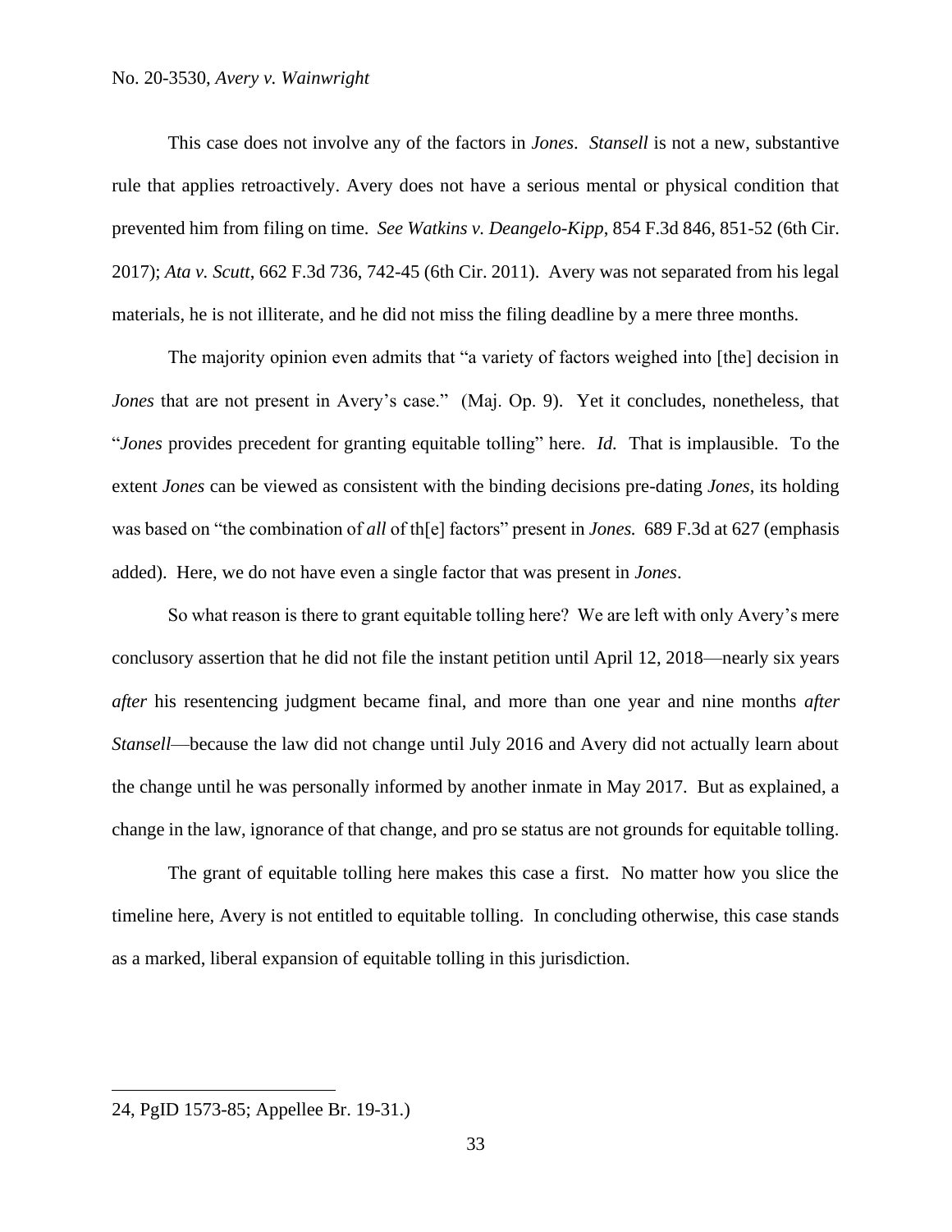This case does not involve any of the factors in *Jones*. *Stansell* is not a new, substantive rule that applies retroactively. Avery does not have a serious mental or physical condition that prevented him from filing on time. *See Watkins v. Deangelo-Kipp*, 854 F.3d 846, 851-52 (6th Cir. 2017); *Ata v. Scutt*, 662 F.3d 736, 742-45 (6th Cir. 2011). Avery was not separated from his legal materials, he is not illiterate, and he did not miss the filing deadline by a mere three months.

The majority opinion even admits that "a variety of factors weighed into [the] decision in *Jones* that are not present in Avery's case." (Maj. Op. 9). Yet it concludes, nonetheless, that "*Jones* provides precedent for granting equitable tolling" here. *Id.* That is implausible. To the extent *Jones* can be viewed as consistent with the binding decisions pre-dating *Jones*, its holding was based on "the combination of *all* of th[e] factors" present in *Jones.* 689 F.3d at 627 (emphasis added). Here, we do not have even a single factor that was present in *Jones*.

So what reason is there to grant equitable tolling here? We are left with only Avery's mere conclusory assertion that he did not file the instant petition until April 12, 2018—nearly six years *after* his resentencing judgment became final, and more than one year and nine months *after Stansell*—because the law did not change until July 2016 and Avery did not actually learn about the change until he was personally informed by another inmate in May 2017. But as explained, a change in the law, ignorance of that change, and pro se status are not grounds for equitable tolling.

The grant of equitable tolling here makes this case a first. No matter how you slice the timeline here, Avery is not entitled to equitable tolling. In concluding otherwise, this case stands as a marked, liberal expansion of equitable tolling in this jurisdiction.

---

24, PgID 1573-85; Appellee Br. 19-31.)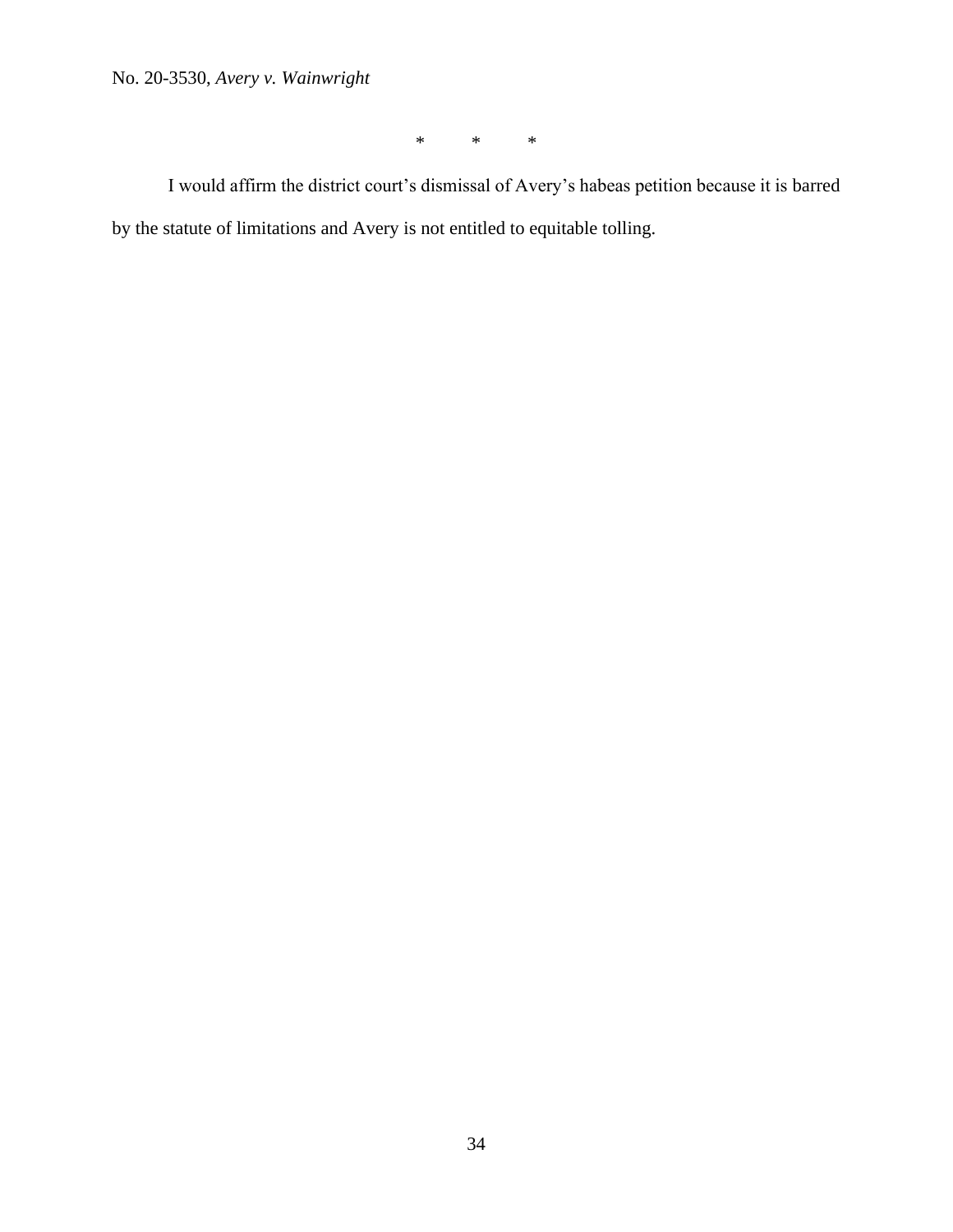\*        \*        \*

I would affirm the district court's dismissal of Avery's habeas petition because it is barred by the statute of limitations and Avery is not entitled to equitable tolling.